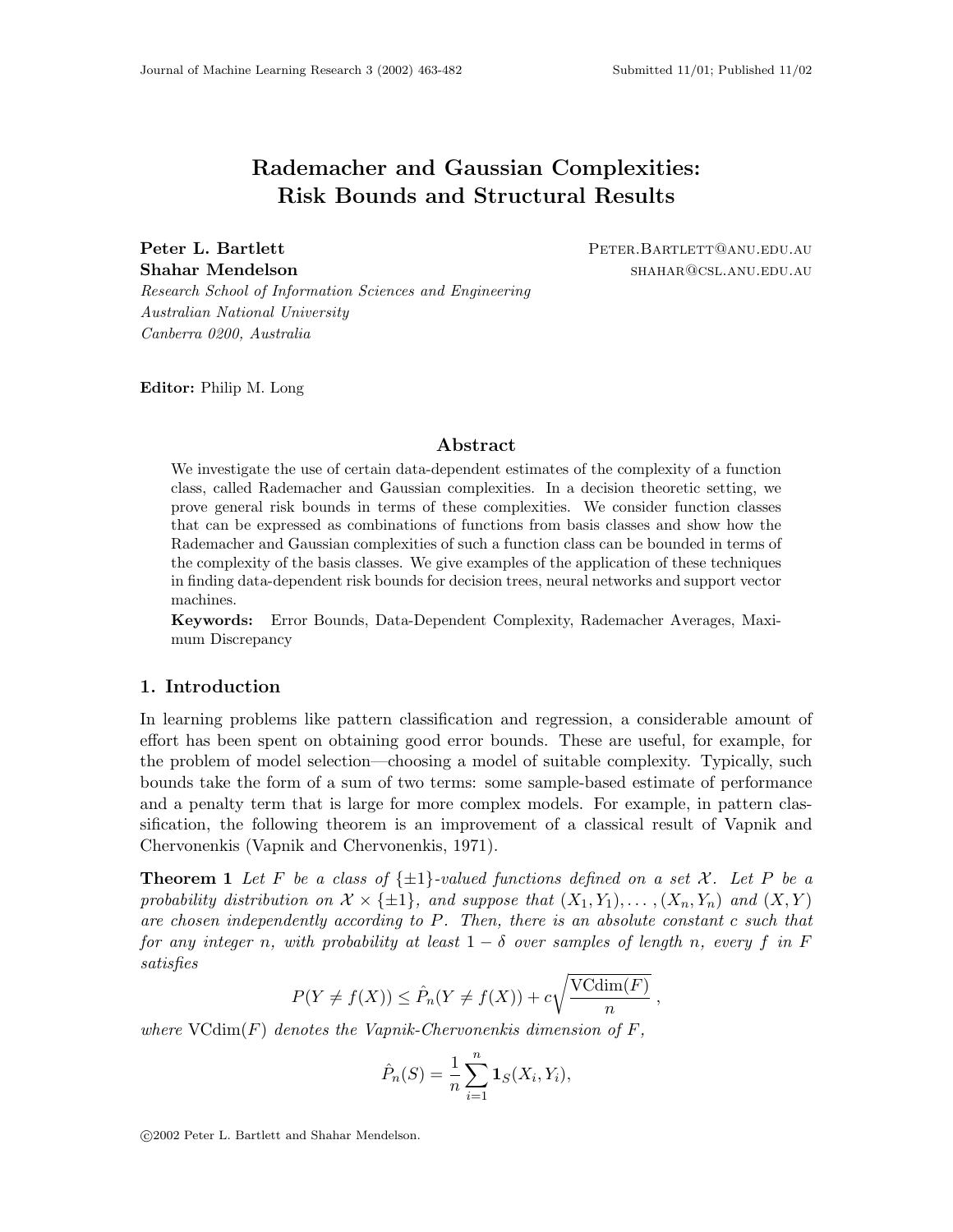# Rademacher and Gaussian Complexities: Risk Bounds and Structural Results

**Peter L. Bartlett** Peter.Bartlett@anu.edu.au
**Shahar Mendelson** shahar@csl.anu.edu.au
*Research School of Information Sciences and Engineering*
*Australian National University*
*Canberra 0200, Australia*

**Editor:** Philip M. Long

## Abstract

We investigate the use of certain data-dependent estimates of the complexity of a function class, called Rademacher and Gaussian complexities. In a decision theoretic setting, we prove general risk bounds in terms of these complexities. We consider function classes that can be expressed as combinations of functions from basis classes and show how the Rademacher and Gaussian complexities of such a function class can be bounded in terms of the complexity of the basis classes. We give examples of the application of these techniques in finding data-dependent risk bounds for decision trees, neural networks and support vector machines.

**Keywords:** Error Bounds, Data-Dependent Complexity, Rademacher Averages, Maximum Discrepancy

## 1. Introduction

In learning problems like pattern classification and regression, a considerable amount of effort has been spent on obtaining good error bounds. These are useful, for example, for the problem of model selection—choosing a model of suitable complexity. Typically, such bounds take the form of a sum of two terms: some sample-based estimate of performance and a penalty term that is large for more complex models. For example, in pattern classification, the following theorem is an improvement of a classical result of Vapnik and Chervonenkis (Vapnik and Chervonenkis, 1971).

**Theorem 1** *Let $F$ be a class of $\{\pm 1\}$-valued functions defined on a set $\mathcal{X}$. Let $P$ be a probability distribution on $\mathcal{X} \times \{\pm 1\}$, and suppose that $(X_1, Y_1), \ldots, (X_n, Y_n)$ and $(X, Y)$ are chosen independently according to $P$. Then, there is an absolute constant $c$ such that for any integer $n$, with probability at least $1 - \delta$ over samples of length $n$, every $f$ in $F$ satisfies*

$$P(Y \neq f(X)) \leq \hat{P}_n(Y \neq f(X)) + c\sqrt{\frac{\mathrm{VCdim}(F)}{n}} \,,$$

*where $\mathrm{VCdim}(F)$ denotes the Vapnik-Chervonenkis dimension of $F$,*

$$\hat{P}_n(S) = \frac{1}{n}\sum_{i=1}^{n} \mathbf{1}_S(X_i, Y_i),$$

©2002 Peter L. Bartlett and Shahar Mendelson.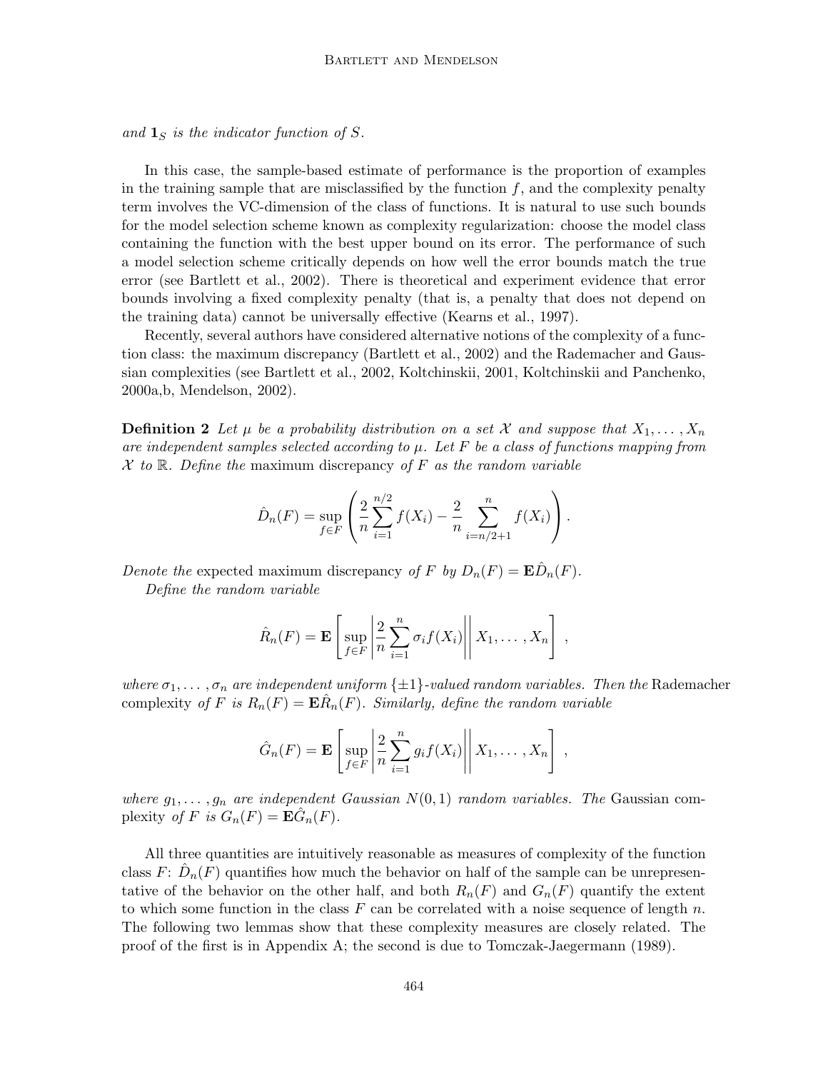*and* $\mathbf{1}_S$ *is the indicator function of* $S$.

In this case, the sample-based estimate of performance is the proportion of examples in the training sample that are misclassified by the function $f$, and the complexity penalty term involves the VC-dimension of the class of functions. It is natural to use such bounds for the model selection scheme known as complexity regularization: choose the model class containing the function with the best upper bound on its error. The performance of such a model selection scheme critically depends on how well the error bounds match the true error (see Bartlett et al., 2002). There is theoretical and experiment evidence that error bounds involving a fixed complexity penalty (that is, a penalty that does not depend on the training data) cannot be universally effective (Kearns et al., 1997).

Recently, several authors have considered alternative notions of the complexity of a function class: the maximum discrepancy (Bartlett et al., 2002) and the Rademacher and Gaussian complexities (see Bartlett et al., 2002, Koltchinskii, 2001, Koltchinskii and Panchenko, 2000a,b, Mendelson, 2002).

**Definition 2** *Let* $\mu$ *be a probability distribution on a set* $\mathcal{X}$ *and suppose that* $X_1, \ldots, X_n$ *are independent samples selected according to* $\mu$*. Let* $F$ *be a class of functions mapping from* $\mathcal{X}$ *to* $\mathbb{R}$*. Define the* maximum discrepancy *of* $F$ *as the random variable*

$$\hat{D}_n(F) = \sup_{f \in F} \left( \frac{2}{n} \sum_{i=1}^{n/2} f(X_i) - \frac{2}{n} \sum_{i=n/2+1}^{n} f(X_i) \right).$$

*Denote the* expected maximum discrepancy *of* $F$ *by* $D_n(F) = \mathbf{E}\hat{D}_n(F)$.

*Define the random variable*

$$\hat{R}_n(F) = \mathbf{E}\left[ \sup_{f \in F} \left| \frac{2}{n} \sum_{i=1}^{n} \sigma_i f(X_i) \right| \, \middle| \, X_1, \ldots, X_n \right],$$

*where* $\sigma_1, \ldots, \sigma_n$ *are independent uniform* $\{\pm 1\}$*-valued random variables. Then the* Rademacher complexity *of* $F$ *is* $R_n(F) = \mathbf{E}\hat{R}_n(F)$*. Similarly, define the random variable*

$$\hat{G}_n(F) = \mathbf{E}\left[ \sup_{f \in F} \left| \frac{2}{n} \sum_{i=1}^{n} g_i f(X_i) \right| \, \middle| \, X_1, \ldots, X_n \right],$$

*where* $g_1, \ldots, g_n$ *are independent Gaussian* $N(0,1)$ *random variables. The* Gaussian complexity *of* $F$ *is* $G_n(F) = \mathbf{E}\hat{G}_n(F)$.

All three quantities are intuitively reasonable as measures of complexity of the function class $F$: $\hat{D}_n(F)$ quantifies how much the behavior on half of the sample can be unrepresentative of the behavior on the other half, and both $R_n(F)$ and $G_n(F)$ quantify the extent to which some function in the class $F$ can be correlated with a noise sequence of length $n$. The following two lemmas show that these complexity measures are closely related. The proof of the first is in Appendix A; the second is due to Tomczak-Jaegermann (1989).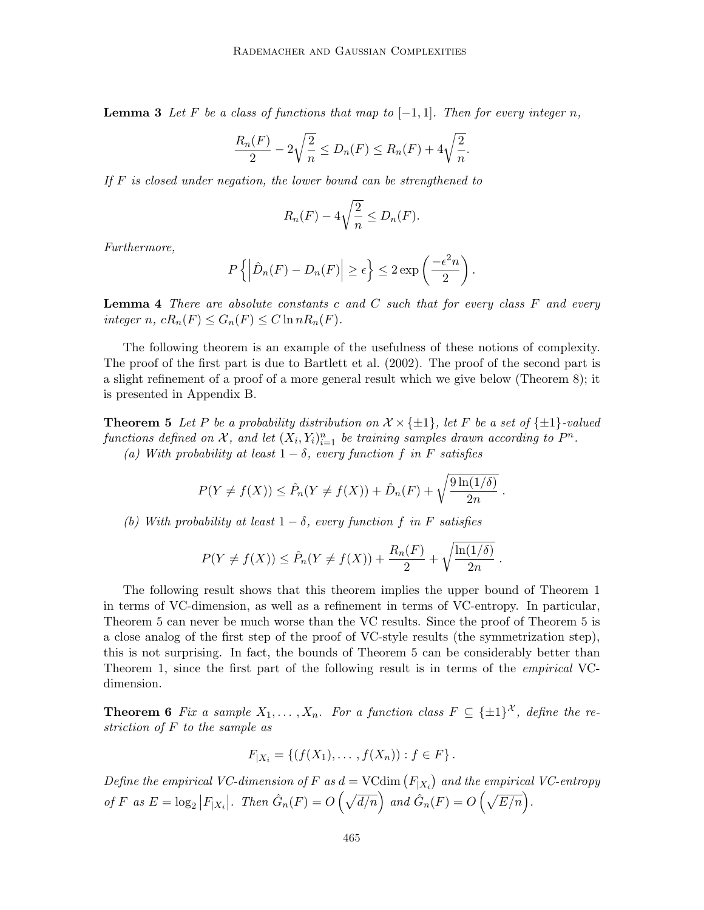**Lemma 3** *Let $F$ be a class of functions that map to $[-1, 1]$. Then for every integer $n$,*

$$\frac{R_n(F)}{2} - 2\sqrt{\frac{2}{n}} \leq D_n(F) \leq R_n(F) + 4\sqrt{\frac{2}{n}}.$$

*If $F$ is closed under negation, the lower bound can be strengthened to*

$$R_n(F) - 4\sqrt{\frac{2}{n}} \leq D_n(F).$$

*Furthermore,*

$$P\left\{\left|\hat{D}_n(F) - D_n(F)\right| \geq \epsilon\right\} \leq 2\exp\left(\frac{-\epsilon^2 n}{2}\right).$$

**Lemma 4** *There are absolute constants $c$ and $C$ such that for every class $F$ and every integer $n$, $cR_n(F) \leq G_n(F) \leq C \ln n R_n(F)$.*

The following theorem is an example of the usefulness of these notions of complexity. The proof of the first part is due to Bartlett et al. (2002). The proof of the second part is a slight refinement of a proof of a more general result which we give below (Theorem 8); it is presented in Appendix B.

**Theorem 5** *Let $P$ be a probability distribution on $\mathcal{X} \times \{\pm 1\}$, let $F$ be a set of $\{\pm 1\}$-valued functions defined on $\mathcal{X}$, and let $(X_i, Y_i)_{i=1}^n$ be training samples drawn according to $P^n$.*

*(a) With probability at least $1 - \delta$, every function $f$ in $F$ satisfies*

$$P(Y \neq f(X)) \leq \hat{P}_n(Y \neq f(X)) + \hat{D}_n(F) + \sqrt{\frac{9\ln(1/\delta)}{2n}}.$$

*(b) With probability at least $1 - \delta$, every function $f$ in $F$ satisfies*

$$P(Y \neq f(X)) \leq \hat{P}_n(Y \neq f(X)) + \frac{R_n(F)}{2} + \sqrt{\frac{\ln(1/\delta)}{2n}}.$$

The following result shows that this theorem implies the upper bound of Theorem 1 in terms of VC-dimension, as well as a refinement in terms of VC-entropy. In particular, Theorem 5 can never be much worse than the VC results. Since the proof of Theorem 5 is a close analog of the first step of the proof of VC-style results (the symmetrization step), this is not surprising. In fact, the bounds of Theorem 5 can be considerably better than Theorem 1, since the first part of the following result is in terms of the *empirical* VC-dimension.

**Theorem 6** *Fix a sample $X_1, \ldots, X_n$. For a function class $F \subseteq \{\pm 1\}^{\mathcal{X}}$, define the restriction of $F$ to the sample as*

$$F_{|X_i} = \{(f(X_1), \ldots, f(X_n)) : f \in F\}.$$

*Define the empirical VC-dimension of $F$ as $d = \text{VCdim}\left(F_{|X_i}\right)$ and the empirical VC-entropy of $F$ as $E = \log_2 \left|F_{|X_i}\right|$. Then $\hat{G}_n(F) = O\left(\sqrt{d/n}\right)$ and $\hat{G}_n(F) = O\left(\sqrt{E/n}\right)$.*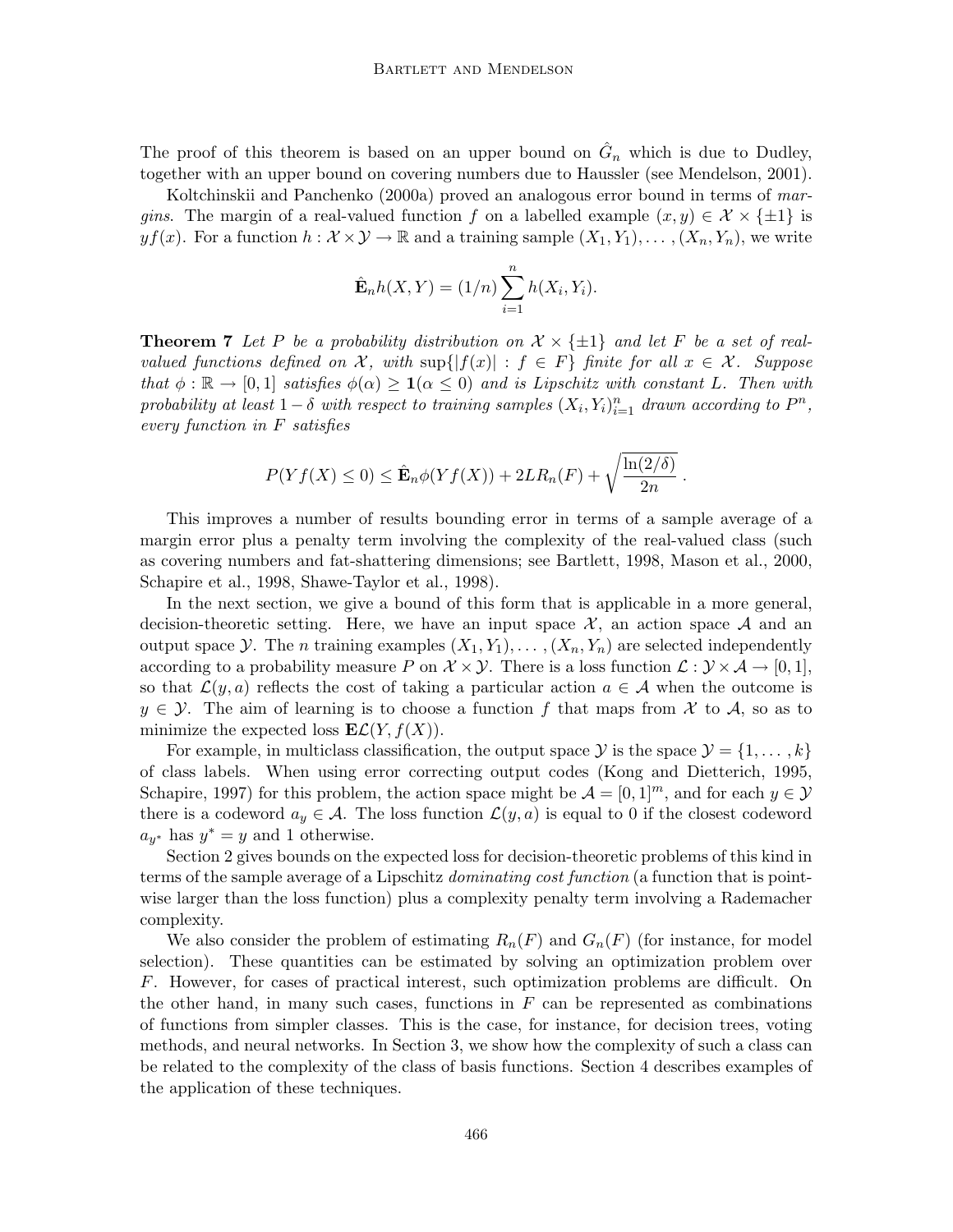The proof of this theorem is based on an upper bound on $\hat{G}_n$ which is due to Dudley, together with an upper bound on covering numbers due to Haussler (see Mendelson, 2001).

Koltchinskii and Panchenko (2000a) proved an analogous error bound in terms of *margins*. The margin of a real-valued function $f$ on a labelled example $(x, y) \in \mathcal{X} \times \{\pm 1\}$ is $yf(x)$. For a function $h : \mathcal{X} \times \mathcal{Y} \to \mathbb{R}$ and a training sample $(X_1, Y_1), \ldots, (X_n, Y_n)$, we write

$$\hat{\mathbf{E}}_n h(X, Y) = (1/n) \sum_{i=1}^{n} h(X_i, Y_i).$$

**Theorem 7** *Let $P$ be a probability distribution on $\mathcal{X} \times \{\pm 1\}$ and let $F$ be a set of real-valued functions defined on $\mathcal{X}$, with $\sup\{|f(x)| : f \in F\}$ finite for all $x \in \mathcal{X}$. Suppose that $\phi : \mathbb{R} \to [0, 1]$ satisfies $\phi(\alpha) \geq \mathbf{1}(\alpha \leq 0)$ and is Lipschitz with constant $L$. Then with probability at least $1 - \delta$ with respect to training samples $(X_i, Y_i)_{i=1}^n$ drawn according to $P^n$, every function in $F$ satisfies*

$$P(Yf(X) \leq 0) \leq \hat{\mathbf{E}}_n \phi(Yf(X)) + 2LR_n(F) + \sqrt{\frac{\ln(2/\delta)}{2n}}.$$

This improves a number of results bounding error in terms of a sample average of a margin error plus a penalty term involving the complexity of the real-valued class (such as covering numbers and fat-shattering dimensions; see Bartlett, 1998, Mason et al., 2000, Schapire et al., 1998, Shawe-Taylor et al., 1998).

In the next section, we give a bound of this form that is applicable in a more general, decision-theoretic setting. Here, we have an input space $\mathcal{X}$, an action space $\mathcal{A}$ and an output space $\mathcal{Y}$. The $n$ training examples $(X_1, Y_1), \ldots, (X_n, Y_n)$ are selected independently according to a probability measure $P$ on $\mathcal{X} \times \mathcal{Y}$. There is a loss function $\mathcal{L} : \mathcal{Y} \times \mathcal{A} \to [0, 1]$, so that $\mathcal{L}(y, a)$ reflects the cost of taking a particular action $a \in \mathcal{A}$ when the outcome is $y \in \mathcal{Y}$. The aim of learning is to choose a function $f$ that maps from $\mathcal{X}$ to $\mathcal{A}$, so as to minimize the expected loss $\mathbf{E}\mathcal{L}(Y, f(X))$.

For example, in multiclass classification, the output space $\mathcal{Y}$ is the space $\mathcal{Y} = \{1, \ldots, k\}$ of class labels. When using error correcting output codes (Kong and Dietterich, 1995, Schapire, 1997) for this problem, the action space might be $\mathcal{A} = [0, 1]^m$, and for each $y \in \mathcal{Y}$ there is a codeword $a_y \in \mathcal{A}$. The loss function $\mathcal{L}(y, a)$ is equal to 0 if the closest codeword $a_{y^*}$ has $y^* = y$ and 1 otherwise.

Section 2 gives bounds on the expected loss for decision-theoretic problems of this kind in terms of the sample average of a Lipschitz *dominating cost function* (a function that is pointwise larger than the loss function) plus a complexity penalty term involving a Rademacher complexity.

We also consider the problem of estimating $R_n(F)$ and $G_n(F)$ (for instance, for model selection). These quantities can be estimated by solving an optimization problem over $F$. However, for cases of practical interest, such optimization problems are difficult. On the other hand, in many such cases, functions in $F$ can be represented as combinations of functions from simpler classes. This is the case, for instance, for decision trees, voting methods, and neural networks. In Section 3, we show how the complexity of such a class can be related to the complexity of the class of basis functions. Section 4 describes examples of the application of these techniques.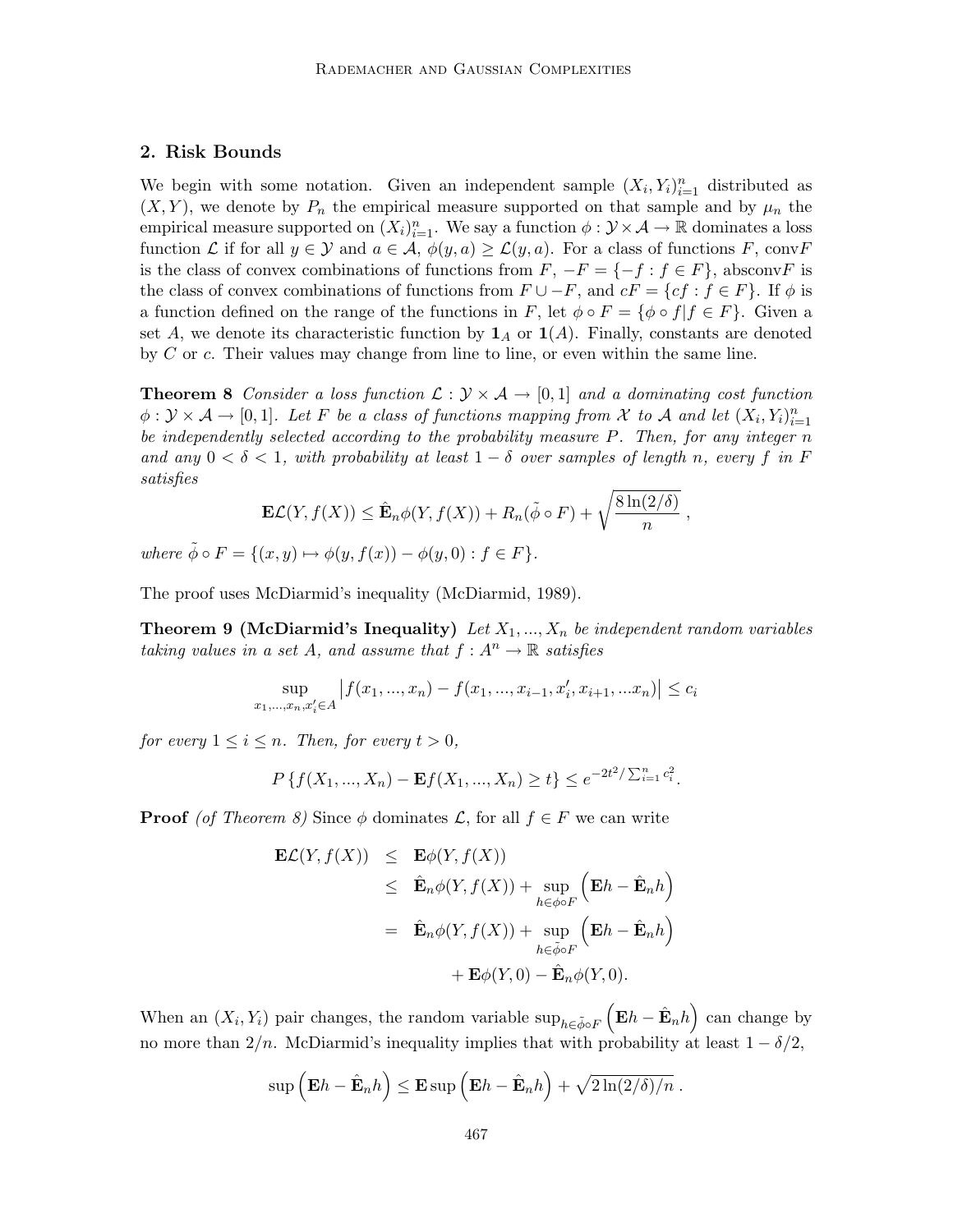## 2. Risk Bounds

We begin with some notation. Given an independent sample $(X_i, Y_i)_{i=1}^n$ distributed as $(X, Y)$, we denote by $P_n$ the empirical measure supported on that sample and by $\mu_n$ the empirical measure supported on $(X_i)_{i=1}^n$. We say a function $\phi : \mathcal{Y} \times \mathcal{A} \to \mathbb{R}$ dominates a loss function $\mathcal{L}$ if for all $y \in \mathcal{Y}$ and $a \in \mathcal{A}$, $\phi(y, a) \geq \mathcal{L}(y, a)$. For a class of functions $F$, conv$F$ is the class of convex combinations of functions from $F$, $-F = \{-f : f \in F\}$, absconv$F$ is the class of convex combinations of functions from $F \cup -F$, and $cF = \{cf : f \in F\}$. If $\phi$ is a function defined on the range of the functions in $F$, let $\phi \circ F = \{\phi \circ f | f \in F\}$. Given a set $A$, we denote its characteristic function by $\mathbf{1}_A$ or $\mathbf{1}(A)$. Finally, constants are denoted by $C$ or $c$. Their values may change from line to line, or even within the same line.

**Theorem 8** *Consider a loss function $\mathcal{L} : \mathcal{Y} \times \mathcal{A} \to [0, 1]$ and a dominating cost function $\phi : \mathcal{Y} \times \mathcal{A} \to [0, 1]$. Let $F$ be a class of functions mapping from $\mathcal{X}$ to $\mathcal{A}$ and let $(X_i, Y_i)_{i=1}^n$ be independently selected according to the probability measure $P$. Then, for any integer $n$ and any $0 < \delta < 1$, with probability at least $1 - \delta$ over samples of length $n$, every $f$ in $F$ satisfies*

$$\mathbf{E}\mathcal{L}(Y, f(X)) \leq \hat{\mathbf{E}}_n \phi(Y, f(X)) + R_n(\tilde{\phi} \circ F) + \sqrt{\frac{8 \ln(2/\delta)}{n}} \, ,$$

*where $\tilde{\phi} \circ F = \{(x, y) \mapsto \phi(y, f(x)) - \phi(y, 0) : f \in F\}$.*

The proof uses McDiarmid's inequality (McDiarmid, 1989).

**Theorem 9 (McDiarmid's Inequality)** *Let $X_1, ..., X_n$ be independent random variables taking values in a set $A$, and assume that $f : A^n \to \mathbb{R}$ satisfies*

$$\sup_{x_1, ..., x_n, x_i' \in A} \left| f(x_1, ..., x_n) - f(x_1, ..., x_{i-1}, x_i', x_{i+1}, ... x_n) \right| \leq c_i$$

*for every $1 \leq i \leq n$. Then, for every $t > 0$,*

$$P \left\{ f(X_1, ..., X_n) - \mathbf{E} f(X_1, ..., X_n) \geq t \right\} \leq e^{-2t^2 / \sum_{i=1}^n c_i^2}.$$

**Proof** *(of Theorem 8)* Since $\phi$ dominates $\mathcal{L}$, for all $f \in F$ we can write

$$\begin{aligned}
\mathbf{E}\mathcal{L}(Y, f(X)) &\leq \mathbf{E}\phi(Y, f(X)) \\
&\leq \hat{\mathbf{E}}_n \phi(Y, f(X)) + \sup_{h \in \phi \circ F} \left( \mathbf{E} h - \hat{\mathbf{E}}_n h \right) \\
&= \hat{\mathbf{E}}_n \phi(Y, f(X)) + \sup_{h \in \tilde{\phi} \circ F} \left( \mathbf{E} h - \hat{\mathbf{E}}_n h \right) \\
&\qquad + \mathbf{E}\phi(Y, 0) - \hat{\mathbf{E}}_n \phi(Y, 0).
\end{aligned}$$

When an $(X_i, Y_i)$ pair changes, the random variable $\sup_{h \in \tilde{\phi} \circ F} \left( \mathbf{E} h - \hat{\mathbf{E}}_n h \right)$ can change by no more than $2/n$. McDiarmid's inequality implies that with probability at least $1 - \delta/2$,

$$\sup \left( \mathbf{E} h - \hat{\mathbf{E}}_n h \right) \leq \mathbf{E} \sup \left( \mathbf{E} h - \hat{\mathbf{E}}_n h \right) + \sqrt{2 \ln(2/\delta)/n} \, .$$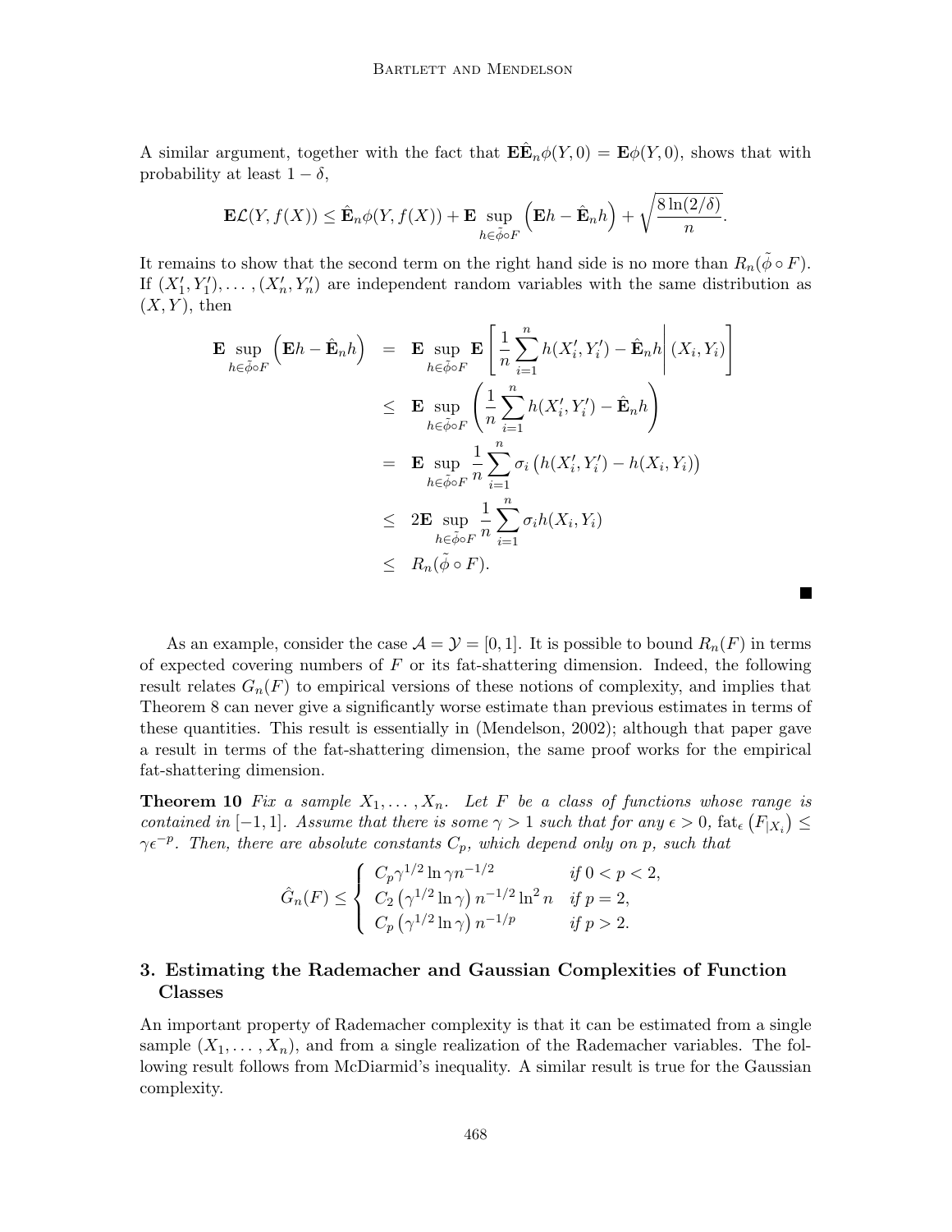A similar argument, together with the fact that $\mathbf{E}\hat{\mathbf{E}}_n\phi(Y,0) = \mathbf{E}\phi(Y,0)$, shows that with probability at least $1-\delta$,

$$
\mathbf{E}\mathcal{L}(Y, f(X)) \leq \hat{\mathbf{E}}_n \phi(Y, f(X)) + \mathbf{E} \sup_{h \in \tilde{\phi} \circ F} \left( \mathbf{E}h - \hat{\mathbf{E}}_n h \right) + \sqrt{\frac{8 \ln(2/\delta)}{n}}.
$$

It remains to show that the second term on the right hand side is no more than $R_n(\tilde{\phi} \circ F)$. If $(X_1', Y_1'), \ldots, (X_n', Y_n')$ are independent random variables with the same distribution as $(X, Y)$, then

$$
\begin{aligned}
\mathbf{E} \sup_{h \in \tilde{\phi} \circ F} \left( \mathbf{E}h - \hat{\mathbf{E}}_n h \right) &= \mathbf{E} \sup_{h \in \tilde{\phi} \circ F} \mathbf{E} \left[ \frac{1}{n} \sum_{i=1}^{n} h(X_i', Y_i') - \hat{\mathbf{E}}_n h \middle| (X_i, Y_i) \right] \\
&\leq \mathbf{E} \sup_{h \in \tilde{\phi} \circ F} \left( \frac{1}{n} \sum_{i=1}^{n} h(X_i', Y_i') - \hat{\mathbf{E}}_n h \right) \\
&= \mathbf{E} \sup_{h \in \tilde{\phi} \circ F} \frac{1}{n} \sum_{i=1}^{n} \sigma_i \left( h(X_i', Y_i') - h(X_i, Y_i) \right) \\
&\leq 2\mathbf{E} \sup_{h \in \tilde{\phi} \circ F} \frac{1}{n} \sum_{i=1}^{n} \sigma_i h(X_i, Y_i) \\
&\leq R_n(\tilde{\phi} \circ F).
\end{aligned}
$$

■

As an example, consider the case $\mathcal{A} = \mathcal{Y} = [0, 1]$. It is possible to bound $R_n(F)$ in terms of expected covering numbers of $F$ or its fat-shattering dimension. Indeed, the following result relates $G_n(F)$ to empirical versions of these notions of complexity, and implies that Theorem 8 can never give a significantly worse estimate than previous estimates in terms of these quantities. This result is essentially in (Mendelson, 2002); although that paper gave a result in terms of the fat-shattering dimension, the same proof works for the empirical fat-shattering dimension.

**Theorem 10** *Fix a sample $X_1, \ldots, X_n$. Let $F$ be a class of functions whose range is contained in $[-1, 1]$. Assume that there is some $\gamma > 1$ such that for any $\epsilon > 0$, $\mathrm{fat}_\epsilon \left( F_{|X_i} \right) \leq \gamma \epsilon^{-p}$. Then, there are absolute constants $C_p$, which depend only on $p$, such that*

$$
\hat{G}_n(F) \leq \begin{cases} C_p \gamma^{1/2} \ln \gamma n^{-1/2} & \text{if } 0 < p < 2, \\ C_2 \left( \gamma^{1/2} \ln \gamma \right) n^{-1/2} \ln^2 n & \text{if } p = 2, \\ C_p \left( \gamma^{1/2} \ln \gamma \right) n^{-1/p} & \text{if } p > 2. \end{cases}
$$

## 3. Estimating the Rademacher and Gaussian Complexities of Function Classes

An important property of Rademacher complexity is that it can be estimated from a single sample $(X_1, \ldots, X_n)$, and from a single realization of the Rademacher variables. The following result follows from McDiarmid's inequality. A similar result is true for the Gaussian complexity.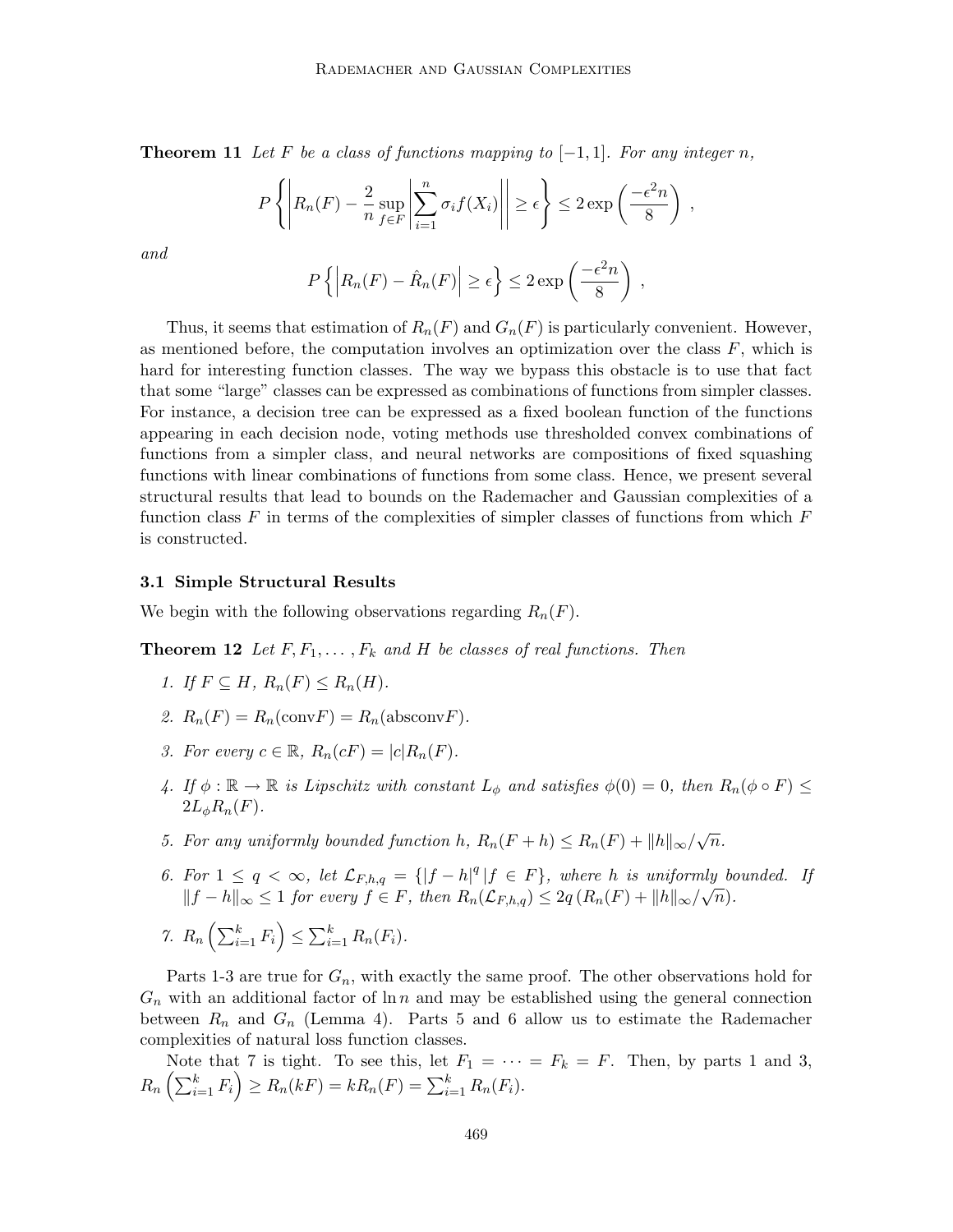**Theorem 11** *Let $F$ be a class of functions mapping to $[-1,1]$. For any integer $n$,*

$$P\left\{\left|R_n(F) - \frac{2}{n}\sup_{f\in F}\left|\sum_{i=1}^n \sigma_i f(X_i)\right|\right| \geq \epsilon\right\} \leq 2\exp\left(\frac{-\epsilon^2 n}{8}\right),$$

*and*

$$P\left\{\left|R_n(F) - \hat{R}_n(F)\right| \geq \epsilon\right\} \leq 2\exp\left(\frac{-\epsilon^2 n}{8}\right),$$

Thus, it seems that estimation of $R_n(F)$ and $G_n(F)$ is particularly convenient. However, as mentioned before, the computation involves an optimization over the class $F$, which is hard for interesting function classes. The way we bypass this obstacle is to use that fact that some "large" classes can be expressed as combinations of functions from simpler classes. For instance, a decision tree can be expressed as a fixed boolean function of the functions appearing in each decision node, voting methods use thresholded convex combinations of functions from a simpler class, and neural networks are compositions of fixed squashing functions with linear combinations of functions from some class. Hence, we present several structural results that lead to bounds on the Rademacher and Gaussian complexities of a function class $F$ in terms of the complexities of simpler classes of functions from which $F$ is constructed.

### 3.1 Simple Structural Results

We begin with the following observations regarding $R_n(F)$.

**Theorem 12** *Let $F, F_1, \ldots, F_k$ and $H$ be classes of real functions. Then*

1. *If $F \subseteq H$, $R_n(F) \leq R_n(H)$.*
2. *$R_n(F) = R_n(\text{conv}F) = R_n(\text{absconv}F)$.*
3. *For every $c \in \mathbb{R}$, $R_n(cF) = |c|R_n(F)$.*
4. *If $\phi : \mathbb{R} \to \mathbb{R}$ is Lipschitz with constant $L_\phi$ and satisfies $\phi(0) = 0$, then $R_n(\phi \circ F) \leq 2L_\phi R_n(F)$.*
5. *For any uniformly bounded function $h$, $R_n(F + h) \leq R_n(F) + \|h\|_\infty/\sqrt{n}$.*
6. *For $1 \leq q < \infty$, let $\mathcal{L}_{F,h,q} = \{|f - h|^q \,|\, f \in F\}$, where $h$ is uniformly bounded. If $\|f - h\|_\infty \leq 1$ for every $f \in F$, then $R_n(\mathcal{L}_{F,h,q}) \leq 2q\left(R_n(F) + \|h\|_\infty/\sqrt{n}\right)$.*
7. *$R_n\left(\sum_{i=1}^k F_i\right) \leq \sum_{i=1}^k R_n(F_i)$.*

Parts 1-3 are true for $G_n$, with exactly the same proof. The other observations hold for $G_n$ with an additional factor of $\ln n$ and may be established using the general connection between $R_n$ and $G_n$ (Lemma 4). Parts 5 and 6 allow us to estimate the Rademacher complexities of natural loss function classes.

Note that 7 is tight. To see this, let $F_1 = \cdots = F_k = F$. Then, by parts 1 and 3, $R_n\left(\sum_{i=1}^k F_i\right) \geq R_n(kF) = kR_n(F) = \sum_{i=1}^k R_n(F_i)$.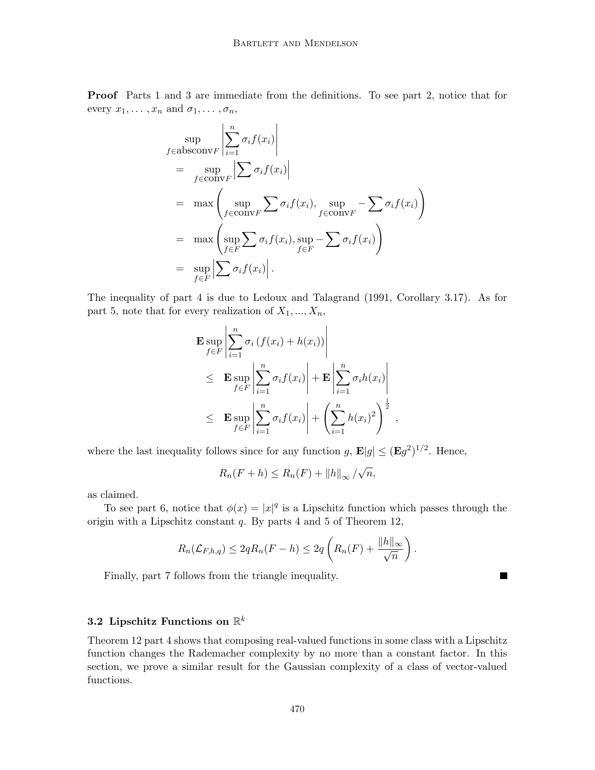**Proof** Parts 1 and 3 are immediate from the definitions. To see part 2, notice that for every $x_1, \ldots, x_n$ and $\sigma_1, \ldots, \sigma_n$,

$$
\begin{aligned}
&\sup_{f \in \text{absconv} F} \left| \sum_{i=1}^{n} \sigma_i f(x_i) \right| \\
&= \sup_{f \in \text{conv} F} \left| \sum \sigma_i f(x_i) \right| \\
&= \max \left( \sup_{f \in \text{conv} F} \sum \sigma_i f(x_i), \sup_{f \in \text{conv} F} - \sum \sigma_i f(x_i) \right) \\
&= \max \left( \sup_{f \in F} \sum \sigma_i f(x_i), \sup_{f \in F} - \sum \sigma_i f(x_i) \right) \\
&= \sup_{f \in F} \left| \sum \sigma_i f(x_i) \right|.
\end{aligned}
$$

The inequality of part 4 is due to Ledoux and Talagrand (1991, Corollary 3.17). As for part 5, note that for every realization of $X_1, ..., X_n$,

$$
\begin{aligned}
&\mathbf{E} \sup_{f \in F} \left| \sum_{i=1}^{n} \sigma_i \left( f(x_i) + h(x_i) \right) \right| \\
&\leq \mathbf{E} \sup_{f \in F} \left| \sum_{i=1}^{n} \sigma_i f(x_i) \right| + \mathbf{E} \left| \sum_{i=1}^{n} \sigma_i h(x_i) \right| \\
&\leq \mathbf{E} \sup_{f \in F} \left| \sum_{i=1}^{n} \sigma_i f(x_i) \right| + \left( \sum_{i=1}^{n} h(x_i)^2 \right)^{\frac{1}{2}},
\end{aligned}
$$

where the last inequality follows since for any function $g$, $\mathbf{E}|g| \leq (\mathbf{E} g^2)^{1/2}$. Hence,

$$
R_n(F + h) \leq R_n(F) + \|h\|_\infty / \sqrt{n},
$$

as claimed.

To see part 6, notice that $\phi(x) = |x|^q$ is a Lipschitz function which passes through the origin with a Lipschitz constant $q$. By parts 4 and 5 of Theorem 12,

$$
R_n(\mathcal{L}_{F,h,q}) \leq 2q R_n(F - h) \leq 2q \left( R_n(F) + \frac{\|h\|_\infty}{\sqrt{n}} \right).
$$

Finally, part 7 follows from the triangle inequality. ■

### 3.2 Lipschitz Functions on $\mathbb{R}^k$

Theorem 12 part 4 shows that composing real-valued functions in some class with a Lipschitz function changes the Rademacher complexity by no more than a constant factor. In this section, we prove a similar result for the Gaussian complexity of a class of vector-valued functions.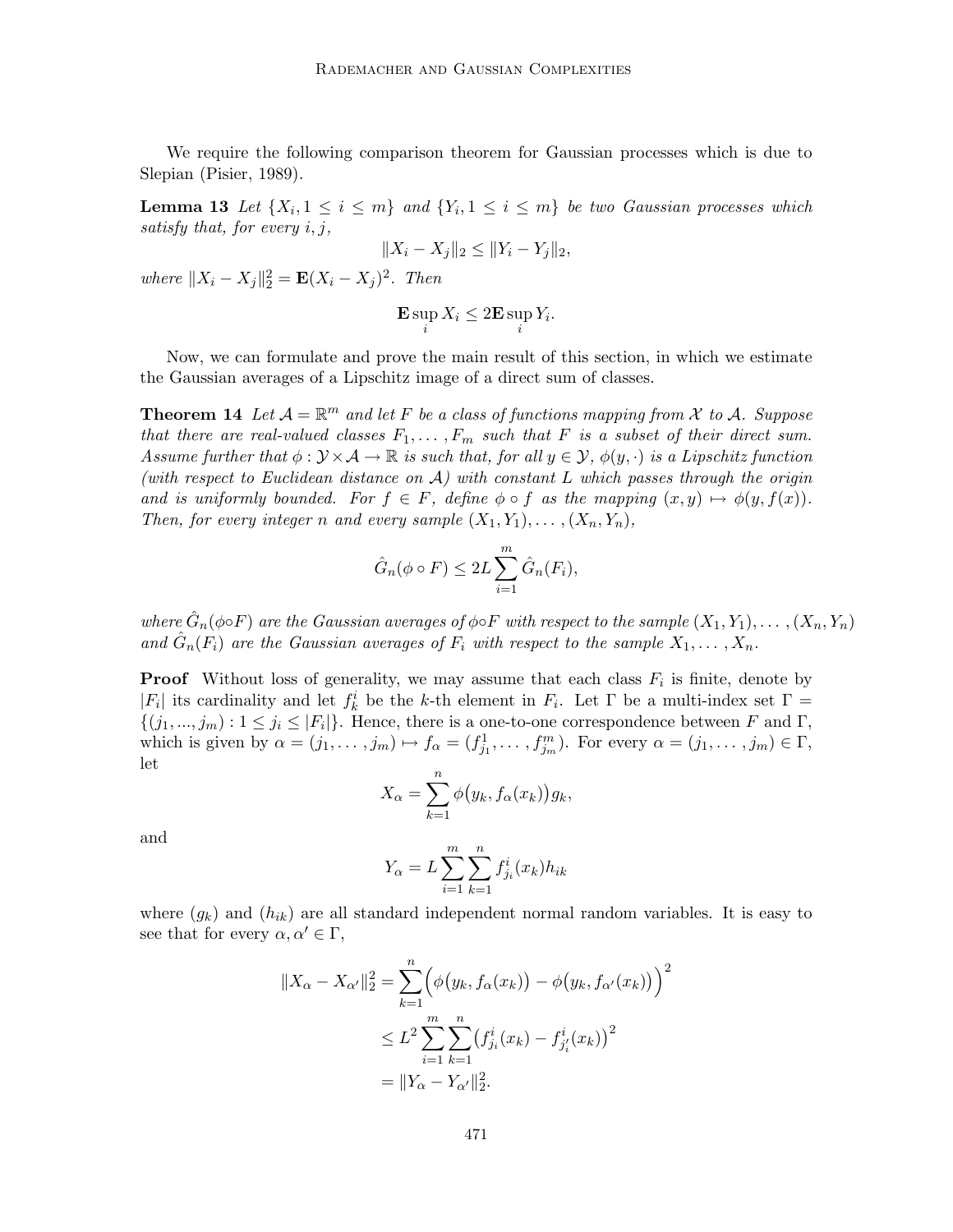We require the following comparison theorem for Gaussian processes which is due to Slepian (Pisier, 1989).

**Lemma 13** *Let $\{X_i, 1 \leq i \leq m\}$ and $\{Y_i, 1 \leq i \leq m\}$ be two Gaussian processes which satisfy that, for every $i, j$,*

$$\|X_i - X_j\|_2 \leq \|Y_i - Y_j\|_2,$$

*where $\|X_i - X_j\|_2^2 = \mathbf{E}(X_i - X_j)^2$. Then*

$$\mathbf{E} \sup_i X_i \leq 2\mathbf{E} \sup_i Y_i.$$

Now, we can formulate and prove the main result of this section, in which we estimate the Gaussian averages of a Lipschitz image of a direct sum of classes.

**Theorem 14** *Let $\mathcal{A} = \mathbb{R}^m$ and let $F$ be a class of functions mapping from $\mathcal{X}$ to $\mathcal{A}$. Suppose that there are real-valued classes $F_1, \ldots, F_m$ such that $F$ is a subset of their direct sum. Assume further that $\phi : \mathcal{Y} \times \mathcal{A} \to \mathbb{R}$ is such that, for all $y \in \mathcal{Y}$, $\phi(y, \cdot)$ is a Lipschitz function (with respect to Euclidean distance on $\mathcal{A}$) with constant $L$ which passes through the origin and is uniformly bounded. For $f \in F$, define $\phi \circ f$ as the mapping $(x, y) \mapsto \phi(y, f(x))$. Then, for every integer $n$ and every sample $(X_1, Y_1), \ldots, (X_n, Y_n)$,*

$$\hat{G}_n(\phi \circ F) \leq 2L \sum_{i=1}^{m} \hat{G}_n(F_i),$$

*where $\hat{G}_n(\phi \circ F)$ are the Gaussian averages of $\phi \circ F$ with respect to the sample $(X_1, Y_1), \ldots, (X_n, Y_n)$ and $\hat{G}_n(F_i)$ are the Gaussian averages of $F_i$ with respect to the sample $X_1, \ldots, X_n$.*

**Proof** Without loss of generality, we may assume that each class $F_i$ is finite, denote by $|F_i|$ its cardinality and let $f_k^i$ be the $k$-th element in $F_i$. Let $\Gamma$ be a multi-index set $\Gamma = \{(j_1, \ldots, j_m) : 1 \leq j_i \leq |F_i|\}$. Hence, there is a one-to-one correspondence between $F$ and $\Gamma$, which is given by $\alpha = (j_1, \ldots, j_m) \mapsto f_\alpha = (f_{j_1}^1, \ldots, f_{j_m}^m)$. For every $\alpha = (j_1, \ldots, j_m) \in \Gamma$, let

$$X_\alpha = \sum_{k=1}^{n} \phi\big(y_k, f_\alpha(x_k)\big) g_k,$$

and

$$Y_\alpha = L \sum_{i=1}^{m} \sum_{k=1}^{n} f_{j_i}^i(x_k) h_{ik}$$

where $(g_k)$ and $(h_{ik})$ are all standard independent normal random variables. It is easy to see that for every $\alpha, \alpha' \in \Gamma$,

$$\begin{aligned}
\|X_\alpha - X_{\alpha'}\|_2^2 &= \sum_{k=1}^{n} \Big( \phi\big(y_k, f_\alpha(x_k)\big) - \phi\big(y_k, f_{\alpha'}(x_k)\big) \Big)^2 \\
&\leq L^2 \sum_{i=1}^{m} \sum_{k=1}^{n} \big( f_{j_i}^i(x_k) - f_{j_i'}^i(x_k) \big)^2 \\
&= \|Y_\alpha - Y_{\alpha'}\|_2^2.
\end{aligned}$$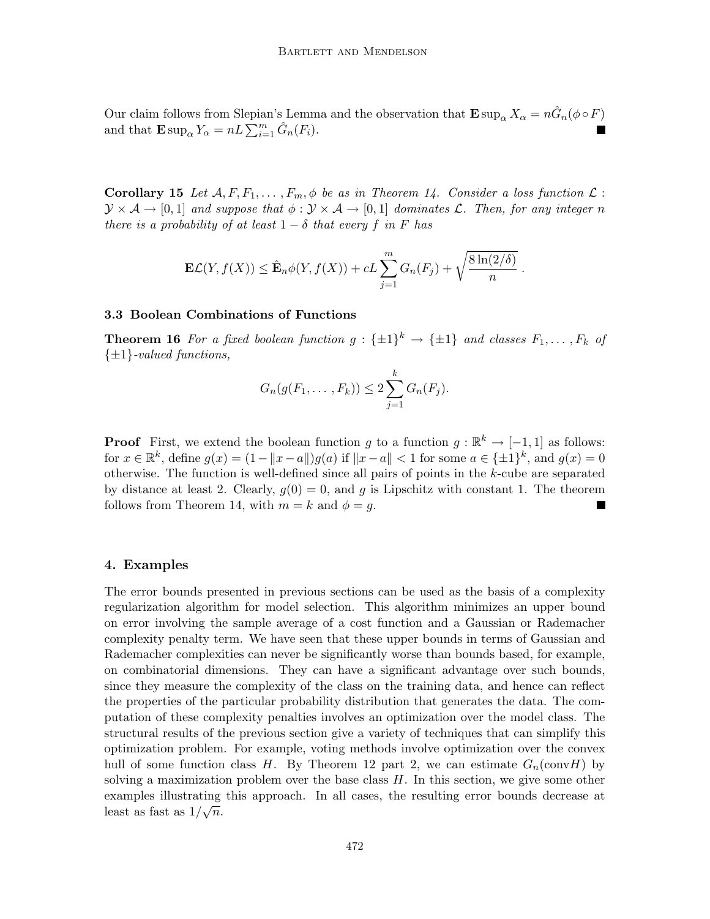Our claim follows from Slepian's Lemma and the observation that $\mathbf{E}\sup_\alpha X_\alpha = n\hat{G}_n(\phi \circ F)$ and that $\mathbf{E}\sup_\alpha Y_\alpha = nL\sum_{i=1}^m \hat{G}_n(F_i)$. ■

**Corollary 15** *Let $\mathcal{A}, F, F_1, \ldots, F_m, \phi$ be as in Theorem 14. Consider a loss function $\mathcal{L} : \mathcal{Y} \times \mathcal{A} \to [0,1]$ and suppose that $\phi : \mathcal{Y} \times \mathcal{A} \to [0,1]$ dominates $\mathcal{L}$. Then, for any integer $n$ there is a probability of at least $1-\delta$ that every $f$ in $F$ has*

$$\mathbf{E}\mathcal{L}(Y, f(X)) \leq \hat{\mathbf{E}}_n \phi(Y, f(X)) + cL\sum_{j=1}^m G_n(F_j) + \sqrt{\frac{8\ln(2/\delta)}{n}}\,.$$

### 3.3 Boolean Combinations of Functions

**Theorem 16** *For a fixed boolean function $g : \{\pm 1\}^k \to \{\pm 1\}$ and classes $F_1, \ldots, F_k$ of $\{\pm 1\}$-valued functions,*

$$G_n(g(F_1, \ldots, F_k)) \leq 2\sum_{j=1}^k G_n(F_j).$$

**Proof** First, we extend the boolean function $g$ to a function $g : \mathbb{R}^k \to [-1,1]$ as follows: for $x \in \mathbb{R}^k$, define $g(x) = (1 - \|x-a\|)g(a)$ if $\|x-a\| < 1$ for some $a \in \{\pm 1\}^k$, and $g(x) = 0$ otherwise. The function is well-defined since all pairs of points in the $k$-cube are separated by distance at least 2. Clearly, $g(0) = 0$, and $g$ is Lipschitz with constant 1. The theorem follows from Theorem 14, with $m = k$ and $\phi = g$. ■

## 4. Examples

The error bounds presented in previous sections can be used as the basis of a complexity regularization algorithm for model selection. This algorithm minimizes an upper bound on error involving the sample average of a cost function and a Gaussian or Rademacher complexity penalty term. We have seen that these upper bounds in terms of Gaussian and Rademacher complexities can never be significantly worse than bounds based, for example, on combinatorial dimensions. They can have a significant advantage over such bounds, since they measure the complexity of the class on the training data, and hence can reflect the properties of the particular probability distribution that generates the data. The computation of these complexity penalties involves an optimization over the model class. The structural results of the previous section give a variety of techniques that can simplify this optimization problem. For example, voting methods involve optimization over the convex hull of some function class $H$. By Theorem 12 part 2, we can estimate $G_n(\mathrm{conv}H)$ by solving a maximization problem over the base class $H$. In this section, we give some other examples illustrating this approach. In all cases, the resulting error bounds decrease at least as fast as $1/\sqrt{n}$.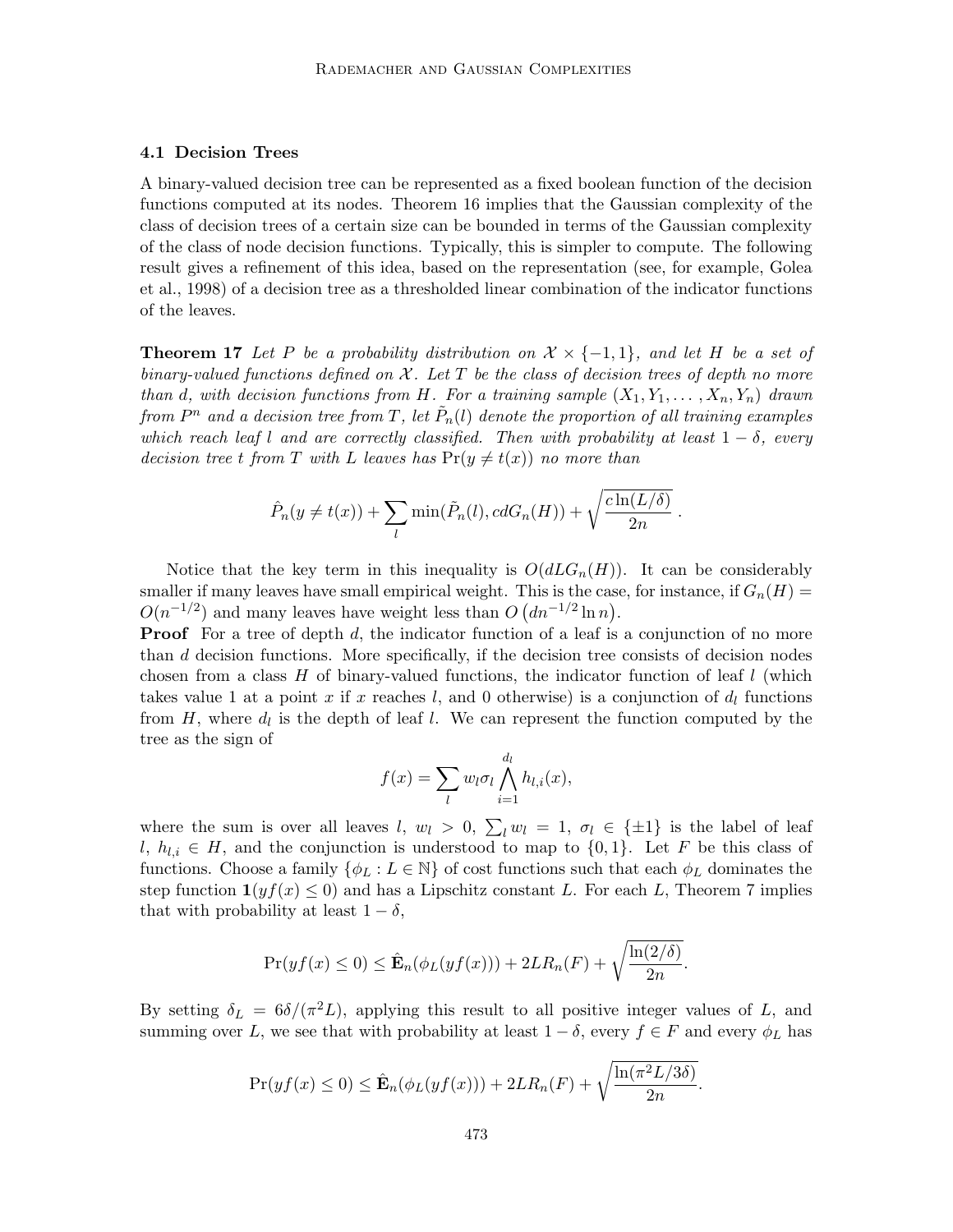### 4.1 Decision Trees

A binary-valued decision tree can be represented as a fixed boolean function of the decision functions computed at its nodes. Theorem 16 implies that the Gaussian complexity of the class of decision trees of a certain size can be bounded in terms of the Gaussian complexity of the class of node decision functions. Typically, this is simpler to compute. The following result gives a refinement of this idea, based on the representation (see, for example, Golea et al., 1998) of a decision tree as a thresholded linear combination of the indicator functions of the leaves.

**Theorem 17** *Let $P$ be a probability distribution on $\mathcal{X} \times \{-1, 1\}$, and let $H$ be a set of binary-valued functions defined on $\mathcal{X}$. Let $T$ be the class of decision trees of depth no more than $d$, with decision functions from $H$. For a training sample $(X_1, Y_1, \dots, X_n, Y_n)$ drawn from $P^n$ and a decision tree from $T$, let $\tilde{P}_n(l)$ denote the proportion of all training examples which reach leaf $l$ and are correctly classified. Then with probability at least $1 - \delta$, every decision tree $t$ from $T$ with $L$ leaves has $\Pr(y \neq t(x))$ no more than*

$$\hat{P}_n(y \neq t(x)) + \sum_l \min(\tilde{P}_n(l), cdG_n(H)) + \sqrt{\frac{c \ln(L/\delta)}{2n}}\ .$$

Notice that the key term in this inequality is $O(dLG_n(H))$. It can be considerably smaller if many leaves have small empirical weight. This is the case, for instance, if $G_n(H) = O(n^{-1/2})$ and many leaves have weight less than $O\left(dn^{-1/2} \ln n\right)$.

**Proof** For a tree of depth $d$, the indicator function of a leaf is a conjunction of no more than $d$ decision functions. More specifically, if the decision tree consists of decision nodes chosen from a class $H$ of binary-valued functions, the indicator function of leaf $l$ (which takes value 1 at a point $x$ if $x$ reaches $l$, and 0 otherwise) is a conjunction of $d_l$ functions from $H$, where $d_l$ is the depth of leaf $l$. We can represent the function computed by the tree as the sign of

$$f(x) = \sum_l w_l \sigma_l \bigwedge_{i=1}^{d_l} h_{l,i}(x),$$

where the sum is over all leaves $l$, $w_l > 0$, $\sum_l w_l = 1$, $\sigma_l \in \{\pm 1\}$ is the label of leaf $l$, $h_{l,i} \in H$, and the conjunction is understood to map to $\{0, 1\}$. Let $F$ be this class of functions. Choose a family $\{\phi_L : L \in \mathbb{N}\}$ of cost functions such that each $\phi_L$ dominates the step function $\mathbf{1}(yf(x) \leq 0)$ and has a Lipschitz constant $L$. For each $L$, Theorem 7 implies that with probability at least $1 - \delta$,

$$\Pr(yf(x) \leq 0) \leq \hat{\mathbf{E}}_n(\phi_L(yf(x))) + 2LR_n(F) + \sqrt{\frac{\ln(2/\delta)}{2n}}.$$

By setting $\delta_L = 6\delta/(\pi^2 L)$, applying this result to all positive integer values of $L$, and summing over $L$, we see that with probability at least $1 - \delta$, every $f \in F$ and every $\phi_L$ has

$$\Pr(yf(x) \leq 0) \leq \hat{\mathbf{E}}_n(\phi_L(yf(x))) + 2LR_n(F) + \sqrt{\frac{\ln(\pi^2 L/3\delta)}{2n}}.$$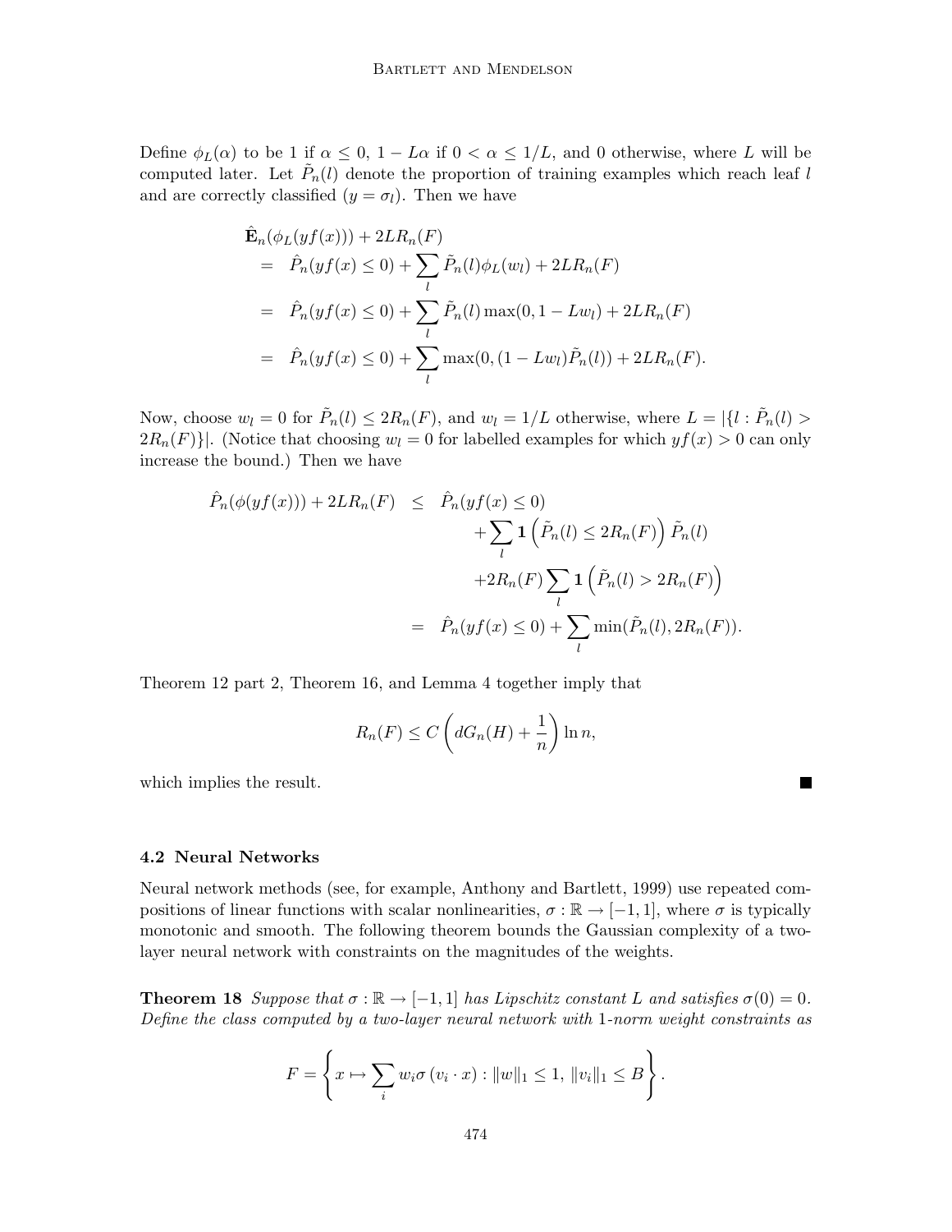Define $\phi_L(\alpha)$ to be 1 if $\alpha \le 0$, $1 - L\alpha$ if $0 < \alpha \le 1/L$, and 0 otherwise, where $L$ will be computed later. Let $\tilde{P}_n(l)$ denote the proportion of training examples which reach leaf $l$ and are correctly classified ($y = \sigma_l$). Then we have

$$
\begin{aligned}
&\hat{\mathbf{E}}_n(\phi_L(yf(x))) + 2LR_n(F) \\
&= \hat{P}_n(yf(x) \le 0) + \sum_l \tilde{P}_n(l)\phi_L(w_l) + 2LR_n(F) \\
&= \hat{P}_n(yf(x) \le 0) + \sum_l \tilde{P}_n(l)\max(0, 1 - Lw_l) + 2LR_n(F) \\
&= \hat{P}_n(yf(x) \le 0) + \sum_l \max(0, (1 - Lw_l)\tilde{P}_n(l)) + 2LR_n(F).
\end{aligned}
$$

Now, choose $w_l = 0$ for $\tilde{P}_n(l) \le 2R_n(F)$, and $w_l = 1/L$ otherwise, where $L = |\{l : \tilde{P}_n(l) > 2R_n(F)\}|$. (Notice that choosing $w_l = 0$ for labelled examples for which $yf(x) > 0$ can only increase the bound.) Then we have

$$
\begin{aligned}
\hat{P}_n(\phi(yf(x))) + 2LR_n(F) &\le \hat{P}_n(yf(x) \le 0) \\
&\quad + \sum_l \mathbf{1}\left(\tilde{P}_n(l) \le 2R_n(F)\right)\tilde{P}_n(l) \\
&\quad + 2R_n(F)\sum_l \mathbf{1}\left(\tilde{P}_n(l) > 2R_n(F)\right) \\
&= \hat{P}_n(yf(x) \le 0) + \sum_l \min(\tilde{P}_n(l), 2R_n(F)).
\end{aligned}
$$

Theorem 12 part 2, Theorem 16, and Lemma 4 together imply that

$$
R_n(F) \le C\left(dG_n(H) + \frac{1}{n}\right)\ln n,
$$

which implies the result. ∎

### 4.2 Neural Networks

Neural network methods (see, for example, Anthony and Bartlett, 1999) use repeated compositions of linear functions with scalar nonlinearities, $\sigma : \mathbb{R} \to [-1, 1]$, where $\sigma$ is typically monotonic and smooth. The following theorem bounds the Gaussian complexity of a two-layer neural network with constraints on the magnitudes of the weights.

**Theorem 18** *Suppose that $\sigma : \mathbb{R} \to [-1, 1]$ has Lipschitz constant $L$ and satisfies $\sigma(0) = 0$. Define the class computed by a two-layer neural network with 1-norm weight constraints as*

$$
F = \left\{ x \mapsto \sum_i w_i \sigma(v_i \cdot x) : \|w\|_1 \le 1,\ \|v_i\|_1 \le B \right\}.
$$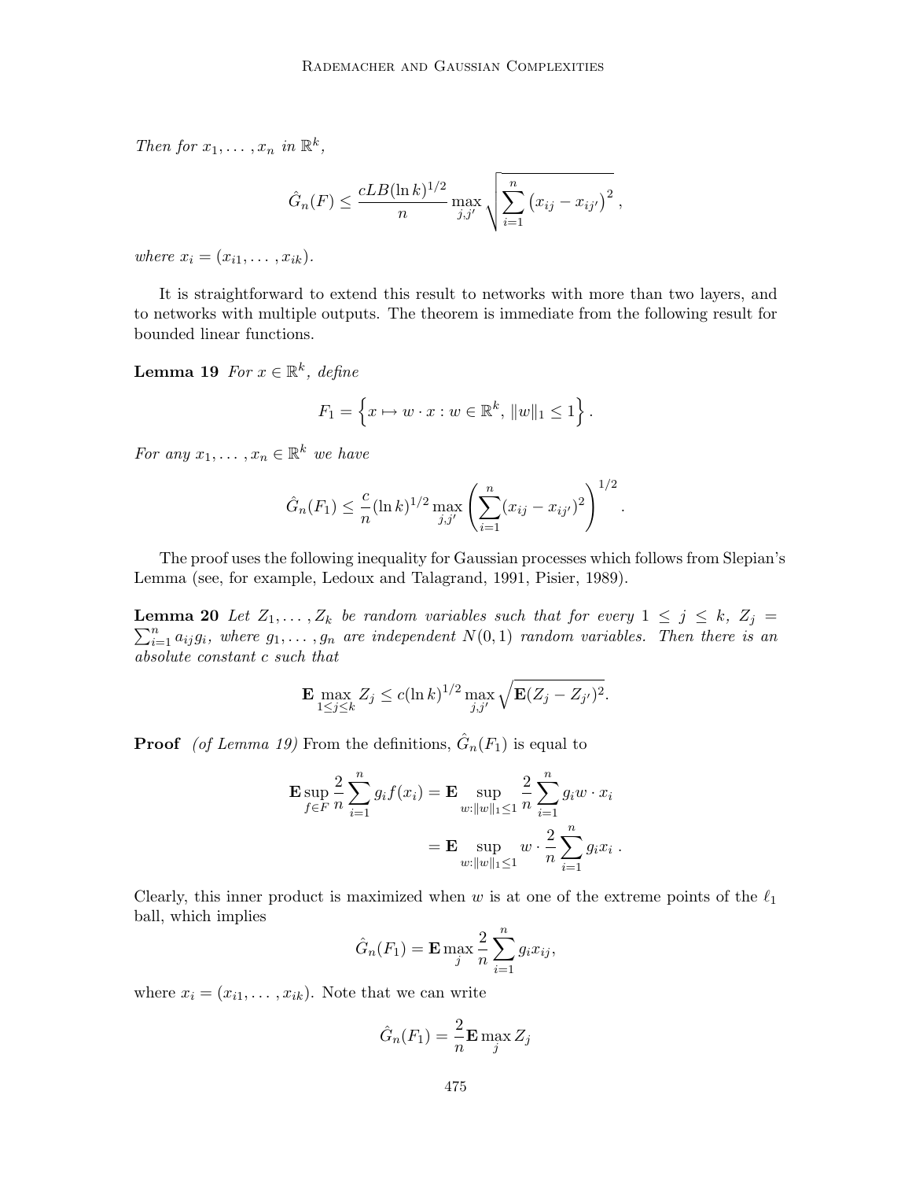*Then for $x_1, \dots, x_n$ in $\mathbb{R}^k$,*

$$\hat{G}_n(F) \le \frac{cLB(\ln k)^{1/2}}{n} \max_{j,j'} \sqrt{\sum_{i=1}^{n} \left(x_{ij} - x_{ij'}\right)^2},$$

*where $x_i = (x_{i1}, \dots, x_{ik})$.*

It is straightforward to extend this result to networks with more than two layers, and to networks with multiple outputs. The theorem is immediate from the following result for bounded linear functions.

**Lemma 19** *For $x \in \mathbb{R}^k$, define*

$$F_1 = \left\{ x \mapsto w \cdot x : w \in \mathbb{R}^k,\ \|w\|_1 \le 1 \right\}.$$

*For any $x_1, \dots, x_n \in \mathbb{R}^k$ we have*

$$\hat{G}_n(F_1) \le \frac{c}{n} (\ln k)^{1/2} \max_{j,j'} \left( \sum_{i=1}^{n} (x_{ij} - x_{ij'})^2 \right)^{1/2}.$$

The proof uses the following inequality for Gaussian processes which follows from Slepian's Lemma (see, for example, Ledoux and Talagrand, 1991, Pisier, 1989).

**Lemma 20** *Let $Z_1, \dots, Z_k$ be random variables such that for every $1 \le j \le k$, $Z_j = \sum_{i=1}^{n} a_{ij} g_i$, where $g_1, \dots, g_n$ are independent $N(0,1)$ random variables. Then there is an absolute constant $c$ such that*

$$\mathbf{E} \max_{1 \le j \le k} Z_j \le c (\ln k)^{1/2} \max_{j,j'} \sqrt{\mathbf{E}(Z_j - Z_{j'})^2}.$$

**Proof** *(of Lemma 19)* From the definitions, $\hat{G}_n(F_1)$ is equal to

$$\begin{aligned}
\mathbf{E} \sup_{f \in F} \frac{2}{n} \sum_{i=1}^{n} g_i f(x_i) &= \mathbf{E} \sup_{w : \|w\|_1 \le 1} \frac{2}{n} \sum_{i=1}^{n} g_i w \cdot x_i \\
&= \mathbf{E} \sup_{w : \|w\|_1 \le 1} w \cdot \frac{2}{n} \sum_{i=1}^{n} g_i x_i .
\end{aligned}$$

Clearly, this inner product is maximized when $w$ is at one of the extreme points of the $\ell_1$ ball, which implies

$$\hat{G}_n(F_1) = \mathbf{E} \max_j \frac{2}{n} \sum_{i=1}^{n} g_i x_{ij},$$

where $x_i = (x_{i1}, \dots, x_{ik})$. Note that we can write

$$\hat{G}_n(F_1) = \frac{2}{n} \mathbf{E} \max_j Z_j$$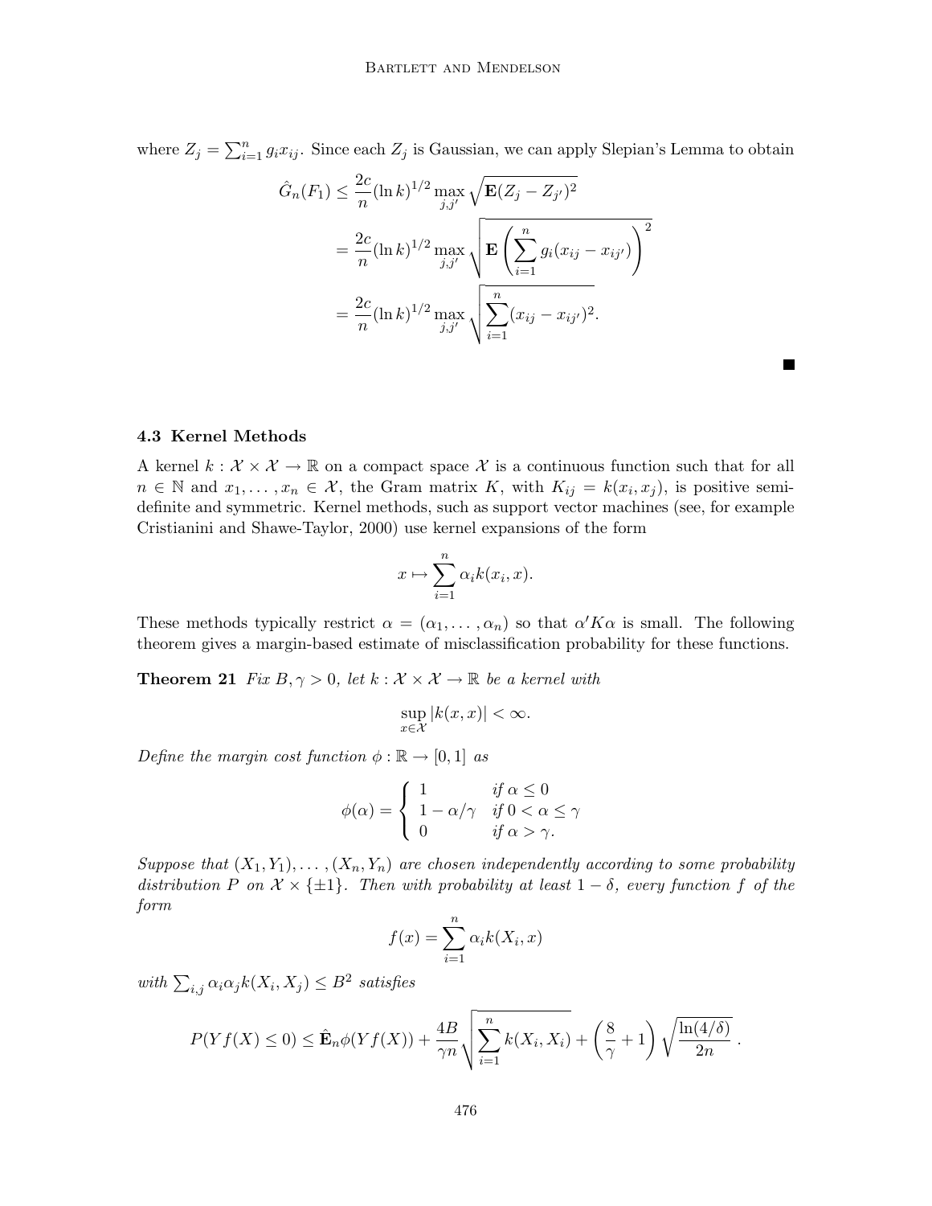where $Z_j = \sum_{i=1}^n g_i x_{ij}$. Since each $Z_j$ is Gaussian, we can apply Slepian's Lemma to obtain

$$
\begin{aligned}
\hat{G}_n(F_1) &\leq \frac{2c}{n}(\ln k)^{1/2} \max_{j,j'} \sqrt{\mathbf{E}(Z_j - Z_{j'})^2} \\
&= \frac{2c}{n}(\ln k)^{1/2} \max_{j,j'} \sqrt{\mathbf{E}\left(\sum_{i=1}^n g_i(x_{ij} - x_{ij'})\right)^2} \\
&= \frac{2c}{n}(\ln k)^{1/2} \max_{j,j'} \sqrt{\sum_{i=1}^n (x_{ij} - x_{ij'})^2}.
\end{aligned}
$$

■

### 4.3 Kernel Methods

A kernel $k : \mathcal{X} \times \mathcal{X} \to \mathbb{R}$ on a compact space $\mathcal{X}$ is a continuous function such that for all $n \in \mathbb{N}$ and $x_1, \ldots, x_n \in \mathcal{X}$, the Gram matrix $K$, with $K_{ij} = k(x_i, x_j)$, is positive semi-definite and symmetric. Kernel methods, such as support vector machines (see, for example Cristianini and Shawe-Taylor, 2000) use kernel expansions of the form

$$
x \mapsto \sum_{i=1}^n \alpha_i k(x_i, x).
$$

These methods typically restrict $\alpha = (\alpha_1, \ldots, \alpha_n)$ so that $\alpha' K \alpha$ is small. The following theorem gives a margin-based estimate of misclassification probability for these functions.

**Theorem 21** *Fix $B, \gamma > 0$, let $k : \mathcal{X} \times \mathcal{X} \to \mathbb{R}$ be a kernel with*

$$
\sup_{x \in \mathcal{X}} |k(x, x)| < \infty.
$$

*Define the margin cost function $\phi : \mathbb{R} \to [0, 1]$ as*

$$
\phi(\alpha) = \begin{cases} 1 & \text{if } \alpha \leq 0 \\ 1 - \alpha/\gamma & \text{if } 0 < \alpha \leq \gamma \\ 0 & \text{if } \alpha > \gamma. \end{cases}
$$

*Suppose that $(X_1, Y_1), \ldots, (X_n, Y_n)$ are chosen independently according to some probability distribution $P$ on $\mathcal{X} \times \{\pm 1\}$. Then with probability at least $1 - \delta$, every function $f$ of the form*

$$
f(x) = \sum_{i=1}^n \alpha_i k(X_i, x)
$$

*with $\sum_{i,j} \alpha_i \alpha_j k(X_i, X_j) \leq B^2$ satisfies*

$$
P(Yf(X) \leq 0) \leq \hat{\mathbf{E}}_n \phi(Yf(X)) + \frac{4B}{\gamma n} \sqrt{\sum_{i=1}^n k(X_i, X_i)} + \left(\frac{8}{\gamma} + 1\right) \sqrt{\frac{\ln(4/\delta)}{2n}} \, .
$$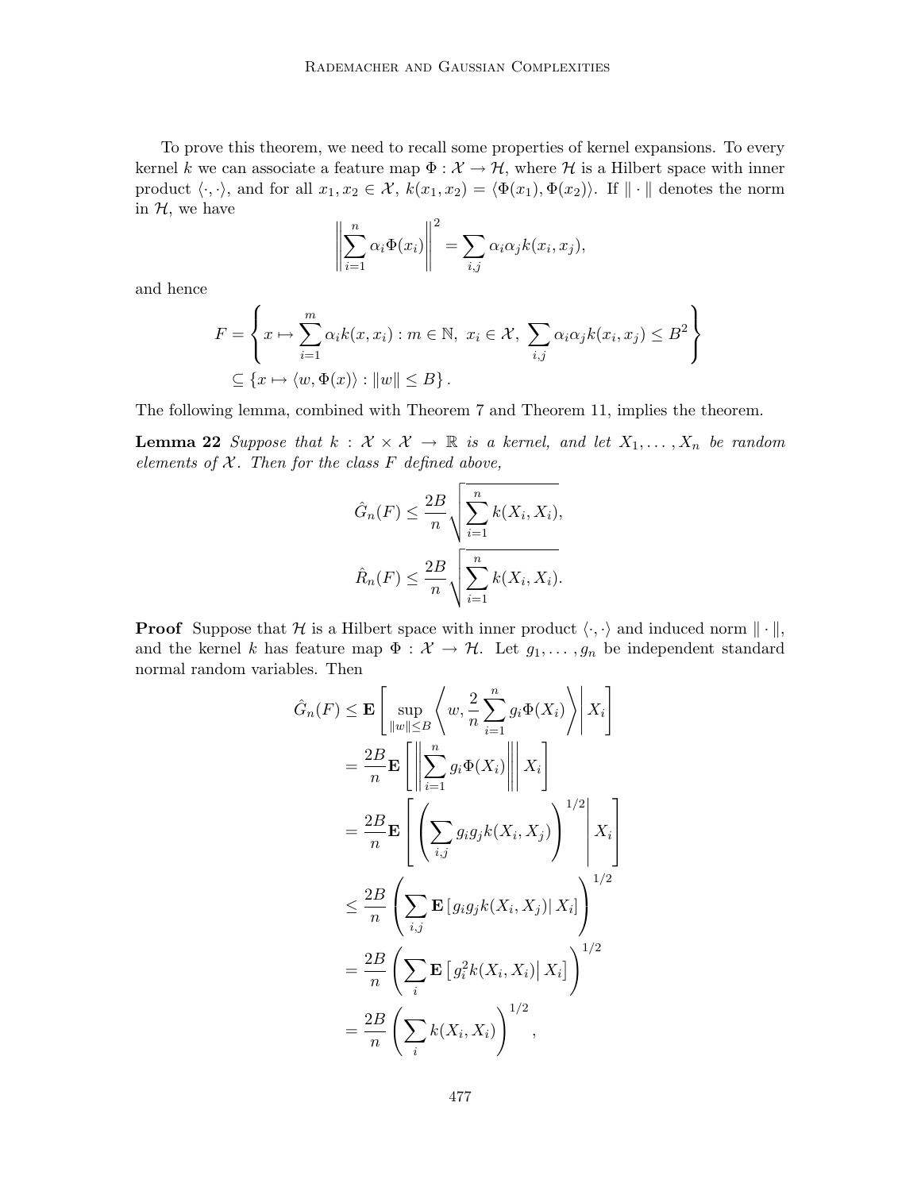To prove this theorem, we need to recall some properties of kernel expansions. To every kernel $k$ we can associate a feature map $\Phi : \mathcal{X} \to \mathcal{H}$, where $\mathcal{H}$ is a Hilbert space with inner product $\langle \cdot, \cdot \rangle$, and for all $x_1, x_2 \in \mathcal{X}$, $k(x_1, x_2) = \langle \Phi(x_1), \Phi(x_2) \rangle$. If $\| \cdot \|$ denotes the norm in $\mathcal{H}$, we have

$$\left\| \sum_{i=1}^{n} \alpha_i \Phi(x_i) \right\|^2 = \sum_{i,j} \alpha_i \alpha_j k(x_i, x_j),$$

and hence

$$\begin{aligned}
F &= \left\{ x \mapsto \sum_{i=1}^{m} \alpha_i k(x, x_i) : m \in \mathbb{N},\ x_i \in \mathcal{X},\ \sum_{i,j} \alpha_i \alpha_j k(x_i, x_j) \leq B^2 \right\} \\
&\subseteq \left\{ x \mapsto \langle w, \Phi(x) \rangle : \|w\| \leq B \right\}.
\end{aligned}$$

The following lemma, combined with Theorem 7 and Theorem 11, implies the theorem.

**Lemma 22** *Suppose that $k : \mathcal{X} \times \mathcal{X} \to \mathbb{R}$ is a kernel, and let $X_1, \ldots, X_n$ be random elements of $\mathcal{X}$. Then for the class $F$ defined above,*

$$\hat{G}_n(F) \leq \frac{2B}{n} \sqrt{\sum_{i=1}^{n} k(X_i, X_i)},$$

$$\hat{R}_n(F) \leq \frac{2B}{n} \sqrt{\sum_{i=1}^{n} k(X_i, X_i)}.$$

**Proof** Suppose that $\mathcal{H}$ is a Hilbert space with inner product $\langle \cdot, \cdot \rangle$ and induced norm $\| \cdot \|$, and the kernel $k$ has feature map $\Phi : \mathcal{X} \to \mathcal{H}$. Let $g_1, \ldots, g_n$ be independent standard normal random variables. Then

$$\begin{aligned}
\hat{G}_n(F) &\leq \mathbf{E}\left[ \sup_{\|w\| \leq B} \left\langle w, \frac{2}{n} \sum_{i=1}^{n} g_i \Phi(X_i) \right\rangle \middle| X_i \right] \\
&= \frac{2B}{n} \mathbf{E}\left[ \left\| \sum_{i=1}^{n} g_i \Phi(X_i) \right\| \middle| X_i \right] \\
&= \frac{2B}{n} \mathbf{E}\left[ \left( \sum_{i,j} g_i g_j k(X_i, X_j) \right)^{1/2} \middle| X_i \right] \\
&\leq \frac{2B}{n} \left( \sum_{i,j} \mathbf{E}\left[ g_i g_j k(X_i, X_j) \middle| X_i \right] \right)^{1/2} \\
&= \frac{2B}{n} \left( \sum_{i} \mathbf{E}\left[ g_i^2 k(X_i, X_i) \middle| X_i \right] \right)^{1/2} \\
&= \frac{2B}{n} \left( \sum_{i} k(X_i, X_i) \right)^{1/2},
\end{aligned}$$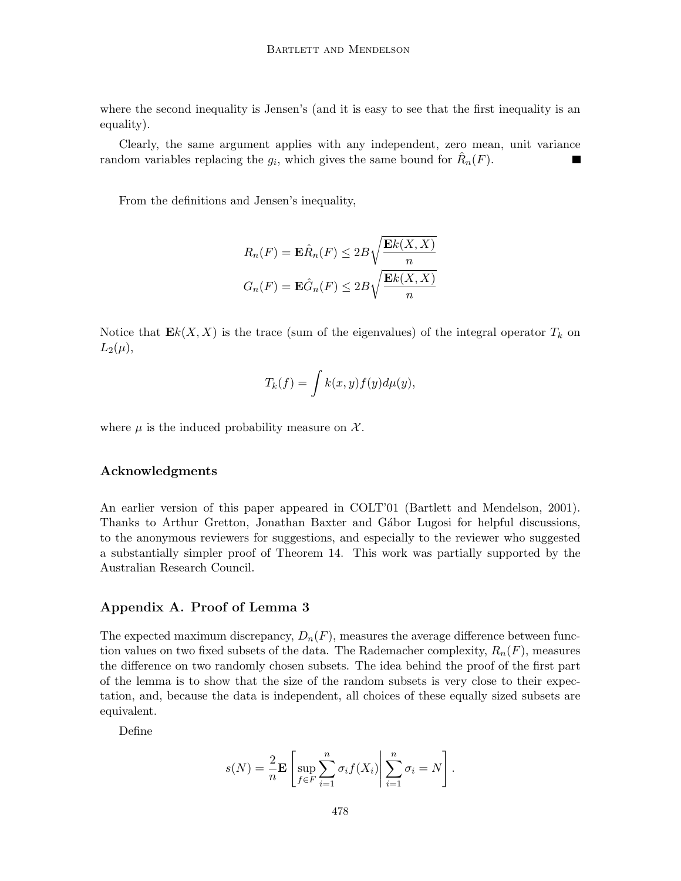where the second inequality is Jensen's (and it is easy to see that the first inequality is an equality).

Clearly, the same argument applies with any independent, zero mean, unit variance random variables replacing the $g_i$, which gives the same bound for $\hat{R}_n(F)$. ∎

From the definitions and Jensen's inequality,

$$
\begin{aligned}
R_n(F) &= \mathbf{E}\hat{R}_n(F) \leq 2B\sqrt{\frac{\mathbf{E}k(X,X)}{n}} \\
G_n(F) &= \mathbf{E}\hat{G}_n(F) \leq 2B\sqrt{\frac{\mathbf{E}k(X,X)}{n}}
\end{aligned}
$$

Notice that $\mathbf{E}k(X,X)$ is the trace (sum of the eigenvalues) of the integral operator $T_k$ on $L_2(\mu)$,

$$
T_k(f) = \int k(x,y)f(y)d\mu(y),
$$

where $\mu$ is the induced probability measure on $\mathcal{X}$.

## Acknowledgments

An earlier version of this paper appeared in COLT'01 (Bartlett and Mendelson, 2001). Thanks to Arthur Gretton, Jonathan Baxter and Gábor Lugosi for helpful discussions, to the anonymous reviewers for suggestions, and especially to the reviewer who suggested a substantially simpler proof of Theorem 14. This work was partially supported by the Australian Research Council.

## Appendix A. Proof of Lemma 3

The expected maximum discrepancy, $D_n(F)$, measures the average difference between function values on two fixed subsets of the data. The Rademacher complexity, $R_n(F)$, measures the difference on two randomly chosen subsets. The idea behind the proof of the first part of the lemma is to show that the size of the random subsets is very close to their expectation, and, because the data is independent, all choices of these equally sized subsets are equivalent.

Define

$$
s(N) = \frac{2}{n}\mathbf{E}\left[\sup_{f\in F}\sum_{i=1}^{n}\sigma_i f(X_i)\,\middle|\,\sum_{i=1}^{n}\sigma_i = N\right].
$$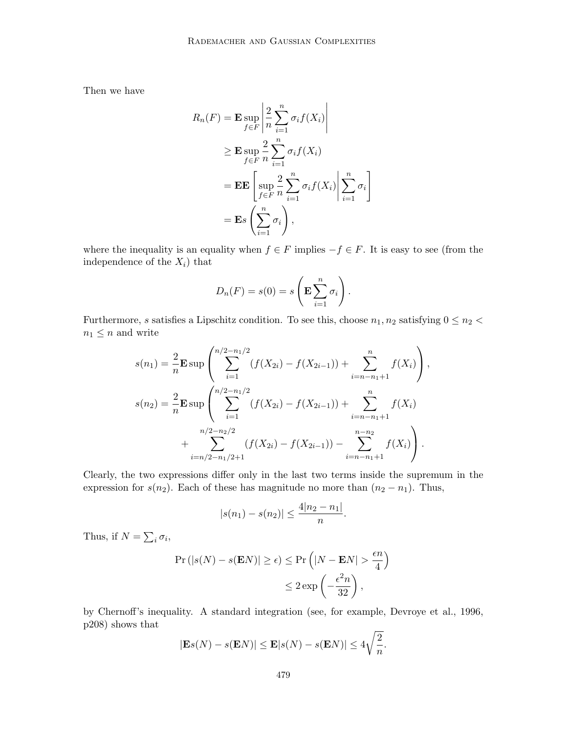Then we have

$$
\begin{aligned}
R_n(F) &= \mathbf{E} \sup_{f \in F} \left| \frac{2}{n} \sum_{i=1}^{n} \sigma_i f(X_i) \right| \\
&\geq \mathbf{E} \sup_{f \in F} \frac{2}{n} \sum_{i=1}^{n} \sigma_i f(X_i) \\
&= \mathbf{E}\mathbf{E} \left[ \sup_{f \in F} \frac{2}{n} \sum_{i=1}^{n} \sigma_i f(X_i) \middle| \sum_{i=1}^{n} \sigma_i \right] \\
&= \mathbf{E} s \left( \sum_{i=1}^{n} \sigma_i \right),
\end{aligned}
$$

where the inequality is an equality when $f \in F$ implies $-f \in F$. It is easy to see (from the independence of the $X_i$) that

$$
D_n(F) = s(0) = s\left( \mathbf{E} \sum_{i=1}^{n} \sigma_i \right).
$$

Furthermore, $s$ satisfies a Lipschitz condition. To see this, choose $n_1, n_2$ satisfying $0 \leq n_2 < n_1 \leq n$ and write

$$
\begin{aligned}
s(n_1) &= \frac{2}{n} \mathbf{E} \sup \left( \sum_{i=1}^{n/2 - n_1/2} (f(X_{2i}) - f(X_{2i-1})) + \sum_{i=n-n_1+1}^{n} f(X_i) \right), \\
s(n_2) &= \frac{2}{n} \mathbf{E} \sup \left( \sum_{i=1}^{n/2 - n_1/2} (f(X_{2i}) - f(X_{2i-1})) + \sum_{i=n-n_1+1}^{n} f(X_i) \right. \\
&\quad \left. + \sum_{i=n/2-n_1/2+1}^{n/2-n_2/2} (f(X_{2i}) - f(X_{2i-1})) - \sum_{i=n-n_1+1}^{n-n_2} f(X_i) \right).
\end{aligned}
$$

Clearly, the two expressions differ only in the last two terms inside the supremum in the expression for $s(n_2)$. Each of these has magnitude no more than $(n_2 - n_1)$. Thus,

$$
|s(n_1) - s(n_2)| \leq \frac{4|n_2 - n_1|}{n}.
$$

Thus, if $N = \sum_i \sigma_i$,

$$
\begin{aligned}
\Pr\left( |s(N) - s(\mathbf{E}N)| \geq \epsilon \right) &\leq \Pr\left( |N - \mathbf{E}N| > \frac{\epsilon n}{4} \right) \\
&\leq 2 \exp\left( -\frac{\epsilon^2 n}{32} \right),
\end{aligned}
$$

by Chernoff's inequality. A standard integration (see, for example, Devroye et al., 1996, p208) shows that

$$
|\mathbf{E}s(N) - s(\mathbf{E}N)| \leq \mathbf{E}|s(N) - s(\mathbf{E}N)| \leq 4\sqrt{\frac{2}{n}}.
$$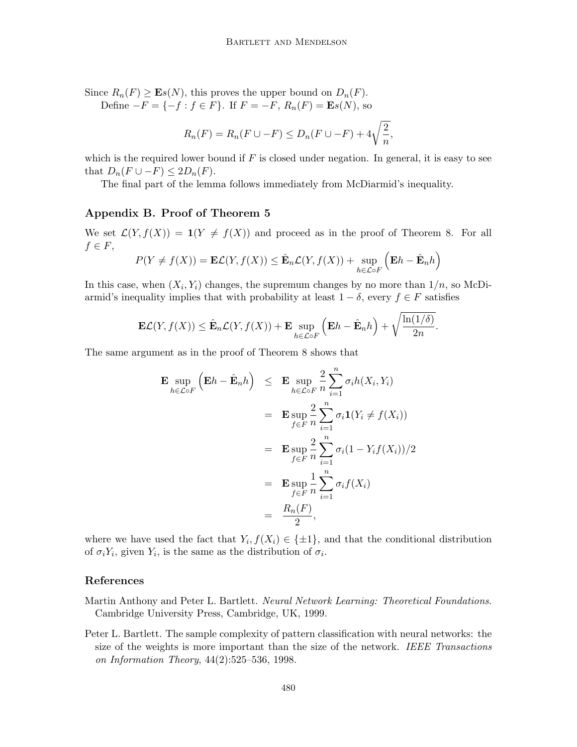Since $R_n(F) \geq \mathbf{E}s(N)$, this proves the upper bound on $D_n(F)$.

Define $-F = \{-f : f \in F\}$. If $F = -F$, $R_n(F) = \mathbf{E}s(N)$, so

$$R_n(F) = R_n(F \cup -F) \leq D_n(F \cup -F) + 4\sqrt{\frac{2}{n}},$$

which is the required lower bound if $F$ is closed under negation. In general, it is easy to see that $D_n(F \cup -F) \leq 2D_n(F)$.

The final part of the lemma follows immediately from McDiarmid's inequality.

## Appendix B. Proof of Theorem 5

We set $\mathcal{L}(Y, f(X)) = \mathbf{1}(Y \neq f(X))$ and proceed as in the proof of Theorem 8. For all $f \in F$,

$$P(Y \neq f(X)) = \mathbf{E}\mathcal{L}(Y, f(X)) \leq \hat{\mathbf{E}}_n \mathcal{L}(Y, f(X)) + \sup_{h \in \mathcal{L} \circ F} \left( \mathbf{E}h - \hat{\mathbf{E}}_n h \right)$$

In this case, when $(X_i, Y_i)$ changes, the supremum changes by no more than $1/n$, so McDiarmid's inequality implies that with probability at least $1 - \delta$, every $f \in F$ satisfies

$$\mathbf{E}\mathcal{L}(Y, f(X)) \leq \hat{\mathbf{E}}_n \mathcal{L}(Y, f(X)) + \mathbf{E} \sup_{h \in \mathcal{L} \circ F} \left( \mathbf{E}h - \hat{\mathbf{E}}_n h \right) + \sqrt{\frac{\ln(1/\delta)}{2n}}.$$

The same argument as in the proof of Theorem 8 shows that

$$\begin{aligned}
\mathbf{E} \sup_{h \in \mathcal{L} \circ F} \left( \mathbf{E}h - \hat{\mathbf{E}}_n h \right) &\leq \mathbf{E} \sup_{h \in \mathcal{L} \circ F} \frac{2}{n} \sum_{i=1}^{n} \sigma_i h(X_i, Y_i) \\
&= \mathbf{E} \sup_{f \in F} \frac{2}{n} \sum_{i=1}^{n} \sigma_i \mathbf{1}(Y_i \neq f(X_i)) \\
&= \mathbf{E} \sup_{f \in F} \frac{2}{n} \sum_{i=1}^{n} \sigma_i (1 - Y_i f(X_i))/2 \\
&= \mathbf{E} \sup_{f \in F} \frac{1}{n} \sum_{i=1}^{n} \sigma_i f(X_i) \\
&= \frac{R_n(F)}{2},
\end{aligned}$$

where we have used the fact that $Y_i, f(X_i) \in \{\pm 1\}$, and that the conditional distribution of $\sigma_i Y_i$, given $Y_i$, is the same as the distribution of $\sigma_i$.

## References

Martin Anthony and Peter L. Bartlett. *Neural Network Learning: Theoretical Foundations*. Cambridge University Press, Cambridge, UK, 1999.

Peter L. Bartlett. The sample complexity of pattern classification with neural networks: the size of the weights is more important than the size of the network. *IEEE Transactions on Information Theory*, 44(2):525–536, 1998.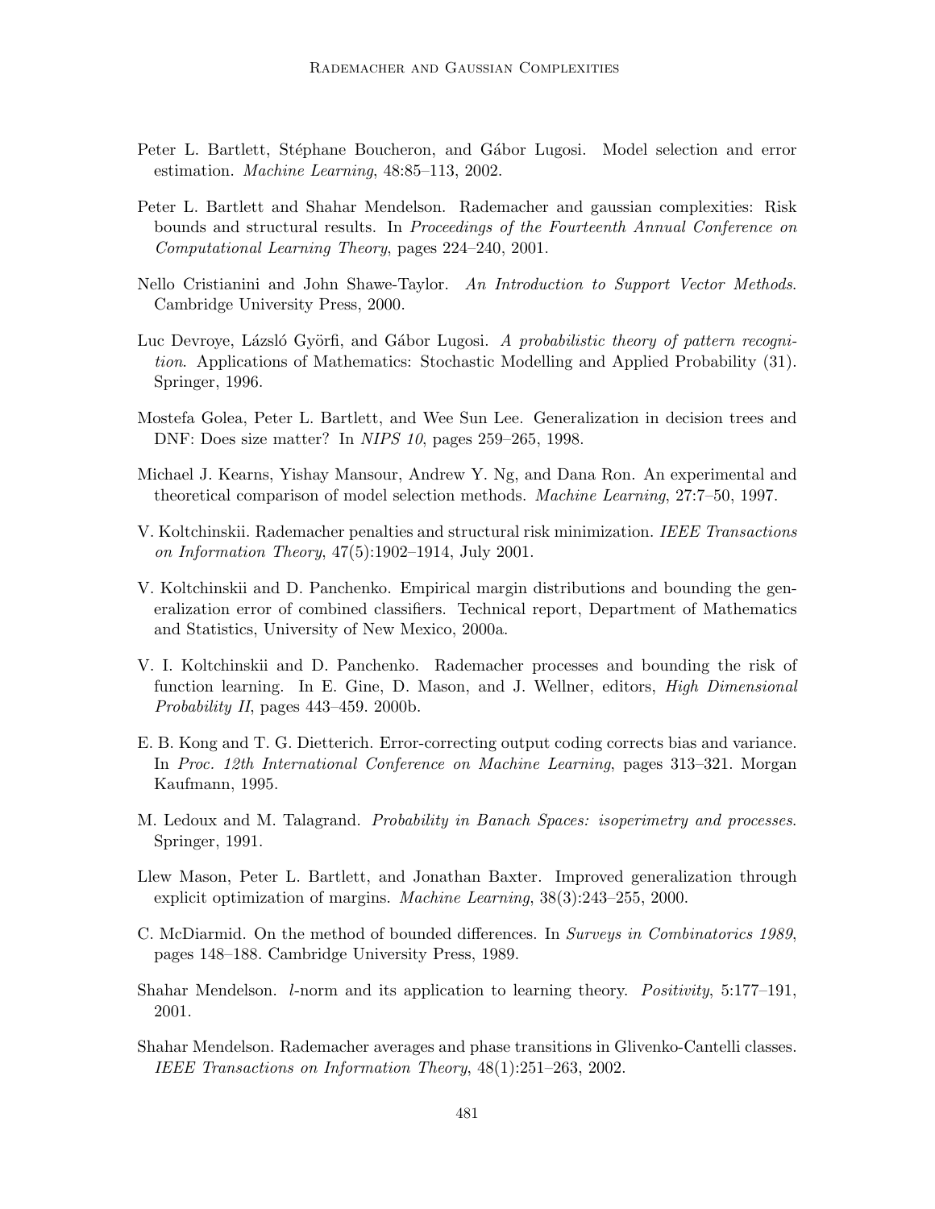Peter L. Bartlett, Stéphane Boucheron, and Gábor Lugosi. Model selection and error estimation. *Machine Learning*, 48:85–113, 2002.

Peter L. Bartlett and Shahar Mendelson. Rademacher and gaussian complexities: Risk bounds and structural results. In *Proceedings of the Fourteenth Annual Conference on Computational Learning Theory*, pages 224–240, 2001.

Nello Cristianini and John Shawe-Taylor. *An Introduction to Support Vector Methods*. Cambridge University Press, 2000.

Luc Devroye, Lázsló Györfi, and Gábor Lugosi. *A probabilistic theory of pattern recognition*. Applications of Mathematics: Stochastic Modelling and Applied Probability (31). Springer, 1996.

Mostefa Golea, Peter L. Bartlett, and Wee Sun Lee. Generalization in decision trees and DNF: Does size matter? In *NIPS 10*, pages 259–265, 1998.

Michael J. Kearns, Yishay Mansour, Andrew Y. Ng, and Dana Ron. An experimental and theoretical comparison of model selection methods. *Machine Learning*, 27:7–50, 1997.

V. Koltchinskii. Rademacher penalties and structural risk minimization. *IEEE Transactions on Information Theory*, 47(5):1902–1914, July 2001.

V. Koltchinskii and D. Panchenko. Empirical margin distributions and bounding the generalization error of combined classifiers. Technical report, Department of Mathematics and Statistics, University of New Mexico, 2000a.

V. I. Koltchinskii and D. Panchenko. Rademacher processes and bounding the risk of function learning. In E. Gine, D. Mason, and J. Wellner, editors, *High Dimensional Probability II*, pages 443–459. 2000b.

E. B. Kong and T. G. Dietterich. Error-correcting output coding corrects bias and variance. In *Proc. 12th International Conference on Machine Learning*, pages 313–321. Morgan Kaufmann, 1995.

M. Ledoux and M. Talagrand. *Probability in Banach Spaces: isoperimetry and processes*. Springer, 1991.

Llew Mason, Peter L. Bartlett, and Jonathan Baxter. Improved generalization through explicit optimization of margins. *Machine Learning*, 38(3):243–255, 2000.

C. McDiarmid. On the method of bounded differences. In *Surveys in Combinatorics 1989*, pages 148–188. Cambridge University Press, 1989.

Shahar Mendelson. $l$-norm and its application to learning theory. *Positivity*, 5:177–191, 2001.

Shahar Mendelson. Rademacher averages and phase transitions in Glivenko-Cantelli classes. *IEEE Transactions on Information Theory*, 48(1):251–263, 2002.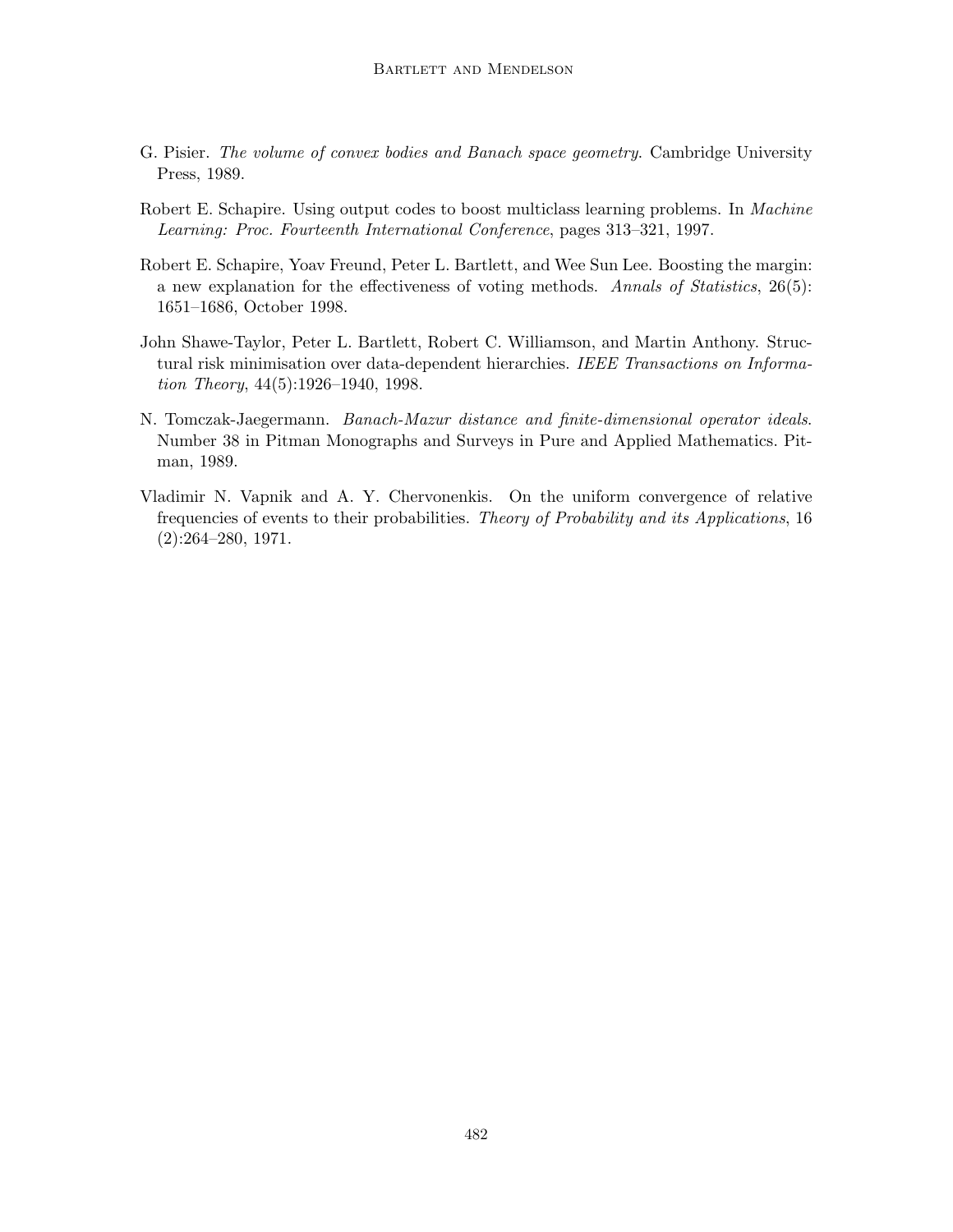G. Pisier. *The volume of convex bodies and Banach space geometry*. Cambridge University Press, 1989.

Robert E. Schapire. Using output codes to boost multiclass learning problems. In *Machine Learning: Proc. Fourteenth International Conference*, pages 313–321, 1997.

Robert E. Schapire, Yoav Freund, Peter L. Bartlett, and Wee Sun Lee. Boosting the margin: a new explanation for the effectiveness of voting methods. *Annals of Statistics*, 26(5): 1651–1686, October 1998.

John Shawe-Taylor, Peter L. Bartlett, Robert C. Williamson, and Martin Anthony. Structural risk minimisation over data-dependent hierarchies. *IEEE Transactions on Information Theory*, 44(5):1926–1940, 1998.

N. Tomczak-Jaegermann. *Banach-Mazur distance and finite-dimensional operator ideals*. Number 38 in Pitman Monographs and Surveys in Pure and Applied Mathematics. Pitman, 1989.

Vladimir N. Vapnik and A. Y. Chervonenkis. On the uniform convergence of relative frequencies of events to their probabilities. *Theory of Probability and its Applications*, 16 (2):264–280, 1971.